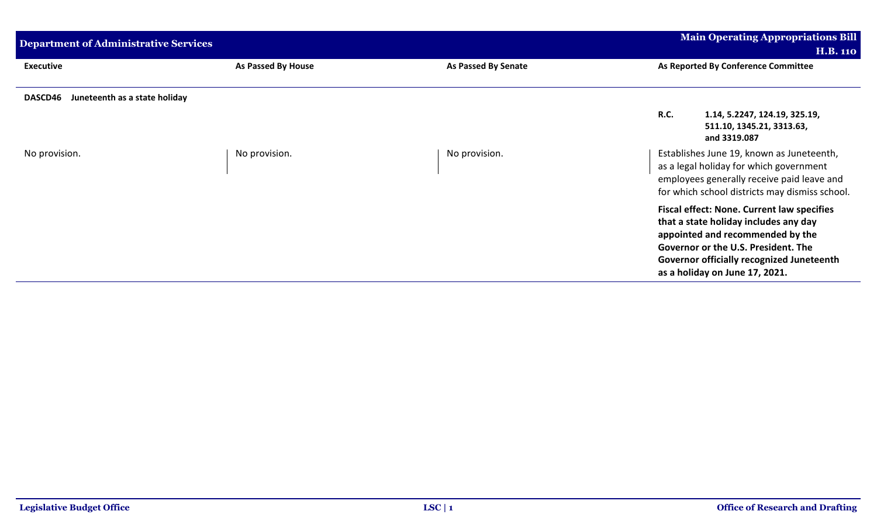| Department of Administrative Services | | | Main Operating Appropriations Bill H.B. 110 |
|---|---|---|---|
| **Executive** | **As Passed By House** | **As Passed By Senate** | **As Reported By Conference Committee** |
| **DASCD46 Juneteenth as a state holiday** | | | |
| | | | **R.C. 1.14, 5.2247, 124.19, 325.19, 511.10, 1345.21, 3313.63, and 3319.087** |
| No provision. | No provision. | No provision. | Establishes June 19, known as Juneteenth, as a legal holiday for which government employees generally receive paid leave and for which school districts may dismiss school. |
| | | | **Fiscal effect: None. Current law specifies that a state holiday includes any day appointed and recommended by the Governor or the U.S. President. The Governor officially recognized Juneteenth as a holiday on June 17, 2021.** |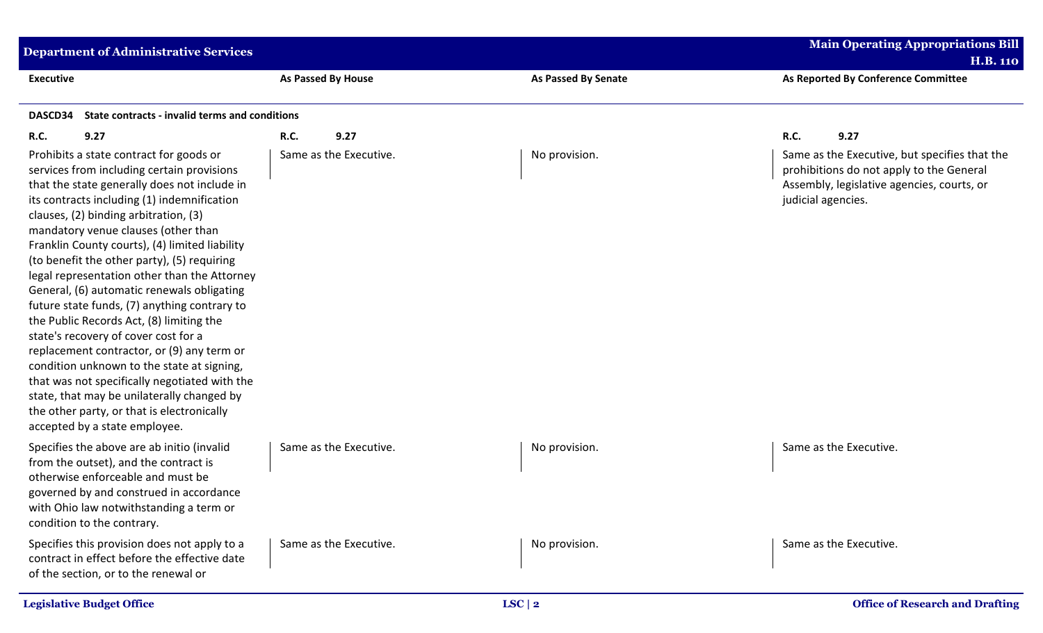| Executive | As Passed By House | As Passed By Senate | As Reported By Conference Committee |
|---|---|---|---|
| **DASCD34 State contracts - invalid terms and conditions** | | | |
| **R.C. 9.27** | **R.C. 9.27** | | **R.C. 9.27** |
| Prohibits a state contract for goods or services from including certain provisions that the state generally does not include in its contracts including (1) indemnification clauses, (2) binding arbitration, (3) mandatory venue clauses (other than Franklin County courts), (4) limited liability (to benefit the other party), (5) requiring legal representation other than the Attorney General, (6) automatic renewals obligating future state funds, (7) anything contrary to the Public Records Act, (8) limiting the state's recovery of cover cost for a replacement contractor, or (9) any term or condition unknown to the state at signing, that was not specifically negotiated with the state, that may be unilaterally changed by the other party, or that is electronically accepted by a state employee. | Same as the Executive. | No provision. | Same as the Executive, but specifies that the prohibitions do not apply to the General Assembly, legislative agencies, courts, or judicial agencies. |
| Specifies the above are ab initio (invalid from the outset), and the contract is otherwise enforceable and must be governed by and construed in accordance with Ohio law notwithstanding a term or condition to the contrary. | Same as the Executive. | No provision. | Same as the Executive. |
| Specifies this provision does not apply to a contract in effect before the effective date of the section, or to the renewal or | Same as the Executive. | No provision. | Same as the Executive. |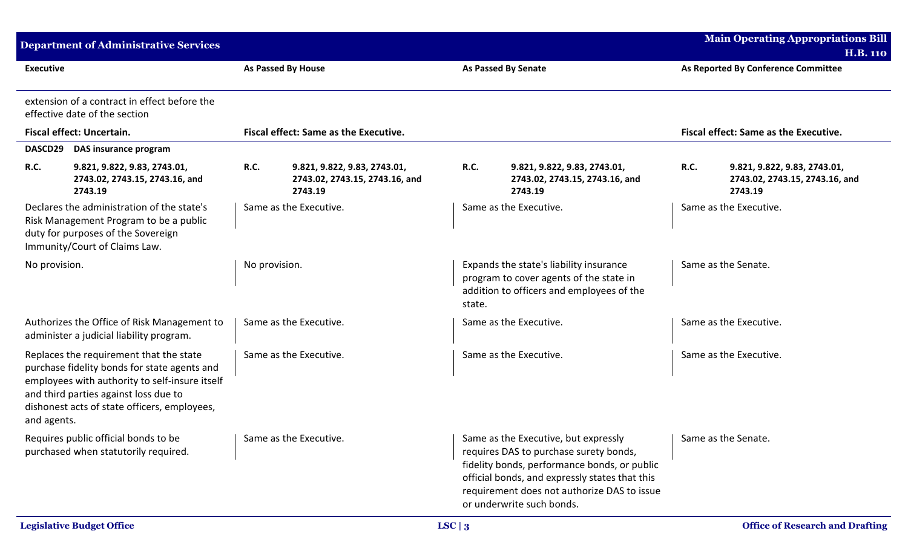| Executive | As Passed By House | As Passed By Senate | As Reported By Conference Committee |
|---|---|---|---|
| extension of a contract in effect before the effective date of the section | | | |
| **Fiscal effect: Uncertain.** | **Fiscal effect: Same as the Executive.** | | **Fiscal effect: Same as the Executive.** |
| **DASCD29 DAS insurance program** | | | |
| **R.C. 9.821, 9.822, 9.83, 2743.01, 2743.02, 2743.15, 2743.16, and 2743.19** | **R.C. 9.821, 9.822, 9.83, 2743.01, 2743.02, 2743.15, 2743.16, and 2743.19** | **R.C. 9.821, 9.822, 9.83, 2743.01, 2743.02, 2743.15, 2743.16, and 2743.19** | **R.C. 9.821, 9.822, 9.83, 2743.01, 2743.02, 2743.15, 2743.16, and 2743.19** |
| Declares the administration of the state's Risk Management Program to be a public duty for purposes of the Sovereign Immunity/Court of Claims Law. | Same as the Executive. | Same as the Executive. | Same as the Executive. |
| No provision. | No provision. | Expands the state's liability insurance program to cover agents of the state in addition to officers and employees of the state. | Same as the Senate. |
| Authorizes the Office of Risk Management to administer a judicial liability program. | Same as the Executive. | Same as the Executive. | Same as the Executive. |
| Replaces the requirement that the state purchase fidelity bonds for state agents and employees with authority to self-insure itself and third parties against loss due to dishonest acts of state officers, employees, and agents. | Same as the Executive. | Same as the Executive. | Same as the Executive. |
| Requires public official bonds to be purchased when statutorily required. | Same as the Executive. | Same as the Executive, but expressly requires DAS to purchase surety bonds, fidelity bonds, performance bonds, or public official bonds, and expressly states that this requirement does not authorize DAS to issue or underwrite such bonds. | Same as the Senate. |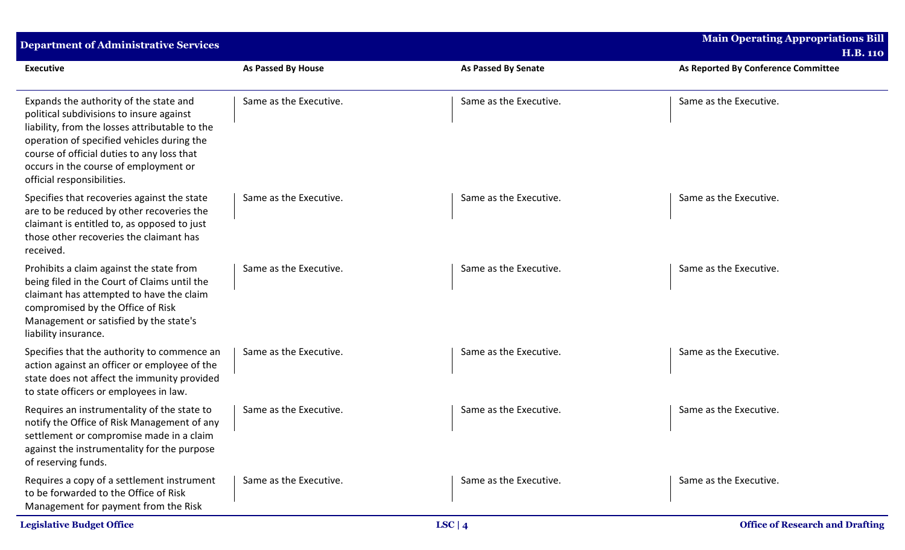## Department of Administrative Services

| Executive | As Passed By House | As Passed By Senate | As Reported By Conference Committee |
|---|---|---|---|
| Expands the authority of the state and political subdivisions to insure against liability, from the losses attributable to the operation of specified vehicles during the course of official duties to any loss that occurs in the course of employment or official responsibilities. | Same as the Executive. | Same as the Executive. | Same as the Executive. |
| Specifies that recoveries against the state are to be reduced by other recoveries the claimant is entitled to, as opposed to just those other recoveries the claimant has received. | Same as the Executive. | Same as the Executive. | Same as the Executive. |
| Prohibits a claim against the state from being filed in the Court of Claims until the claimant has attempted to have the claim compromised by the Office of Risk Management or satisfied by the state's liability insurance. | Same as the Executive. | Same as the Executive. | Same as the Executive. |
| Specifies that the authority to commence an action against an officer or employee of the state does not affect the immunity provided to state officers or employees in law. | Same as the Executive. | Same as the Executive. | Same as the Executive. |
| Requires an instrumentality of the state to notify the Office of Risk Management of any settlement or compromise made in a claim against the instrumentality for the purpose of reserving funds. | Same as the Executive. | Same as the Executive. | Same as the Executive. |
| Requires a copy of a settlement instrument to be forwarded to the Office of Risk Management for payment from the Risk | Same as the Executive. | Same as the Executive. | Same as the Executive. |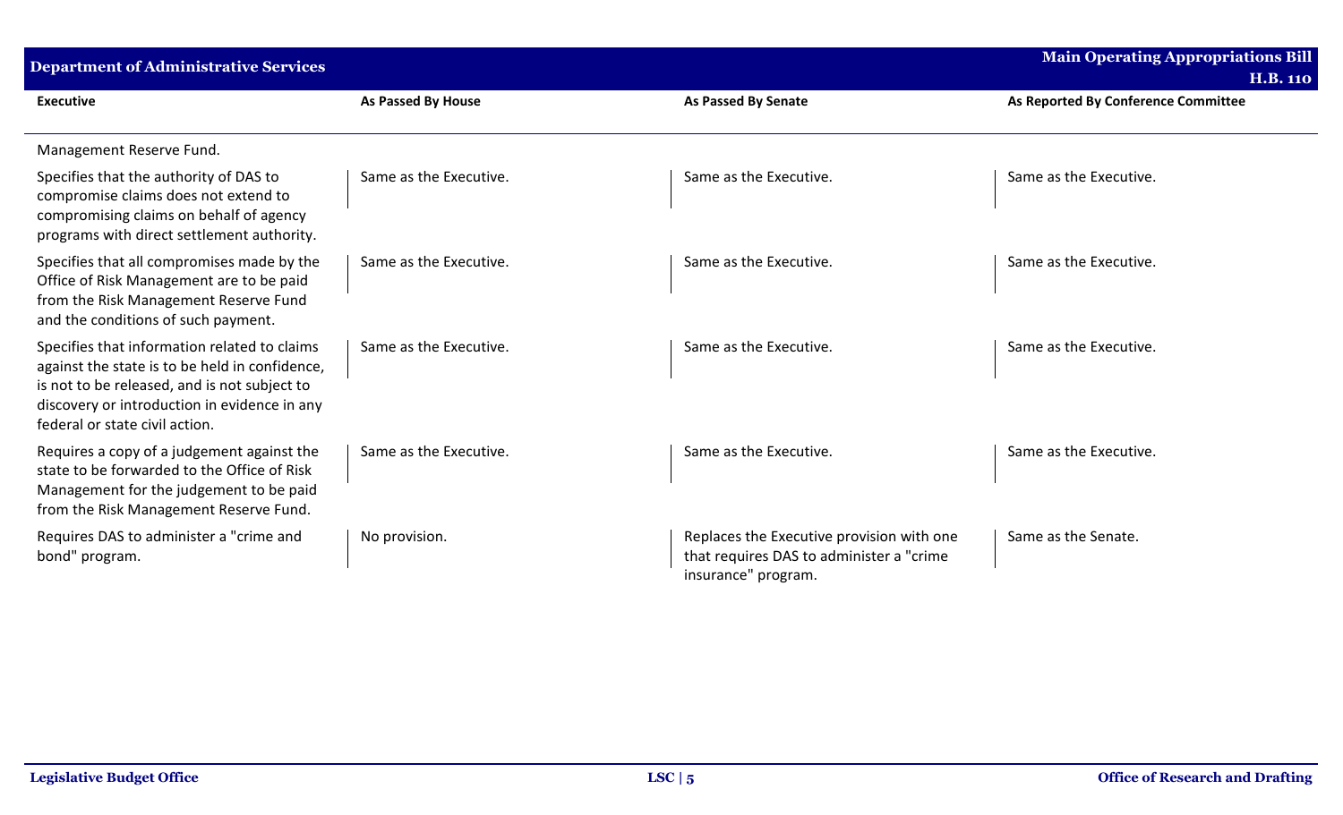| Executive | As Passed By House | As Passed By Senate | As Reported By Conference Committee |
|---|---|---|---|
| Management Reserve Fund. | | | |
| Specifies that the authority of DAS to compromise claims does not extend to compromising claims on behalf of agency programs with direct settlement authority. | Same as the Executive. | Same as the Executive. | Same as the Executive. |
| Specifies that all compromises made by the Office of Risk Management are to be paid from the Risk Management Reserve Fund and the conditions of such payment. | Same as the Executive. | Same as the Executive. | Same as the Executive. |
| Specifies that information related to claims against the state is to be held in confidence, is not to be released, and is not subject to discovery or introduction in evidence in any federal or state civil action. | Same as the Executive. | Same as the Executive. | Same as the Executive. |
| Requires a copy of a judgement against the state to be forwarded to the Office of Risk Management for the judgement to be paid from the Risk Management Reserve Fund. | Same as the Executive. | Same as the Executive. | Same as the Executive. |
| Requires DAS to administer a "crime and bond" program. | No provision. | Replaces the Executive provision with one that requires DAS to administer a "crime insurance" program. | Same as the Senate. |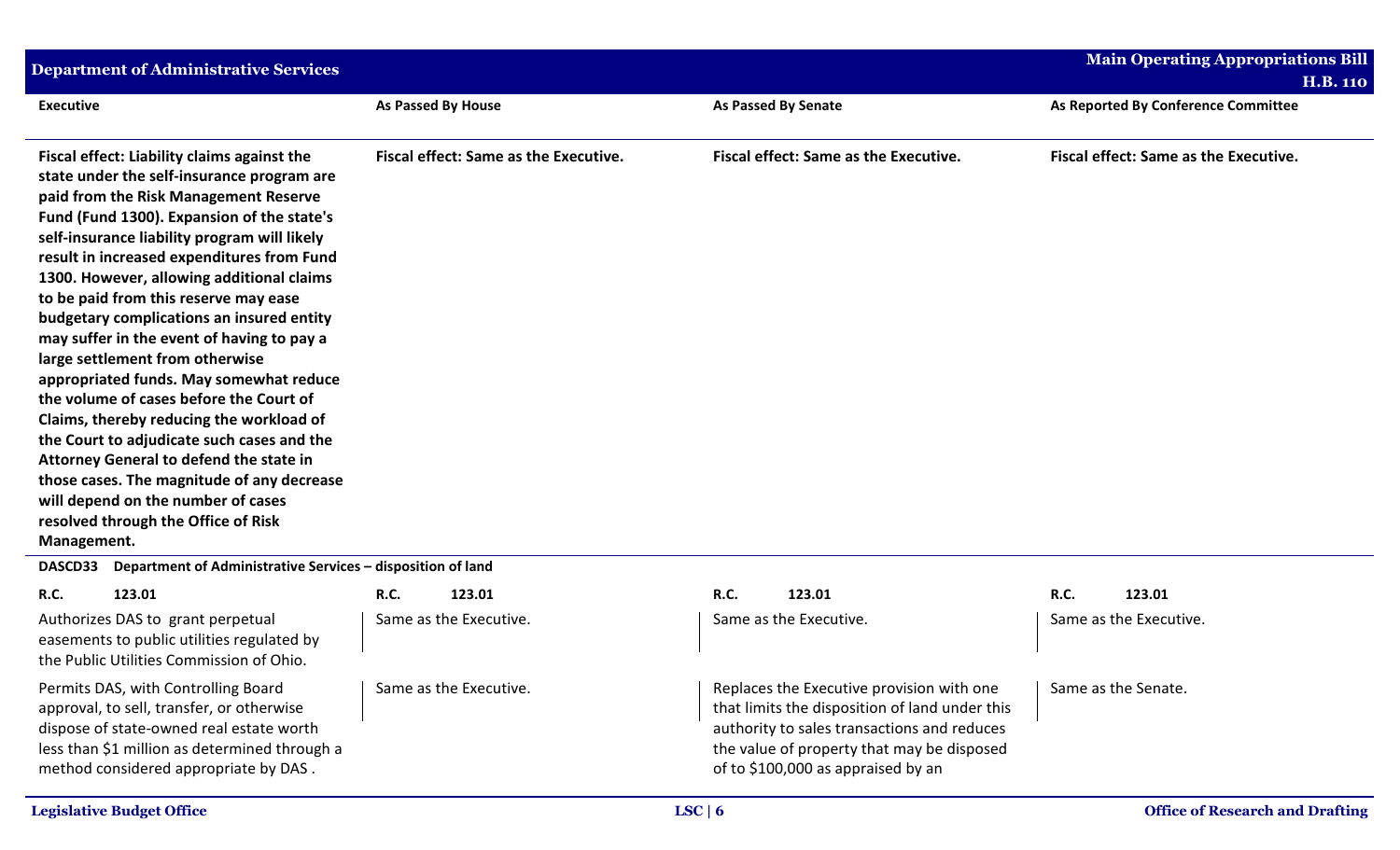| Executive | As Passed By House | As Passed By Senate | As Reported By Conference Committee |
|---|---|---|---|
| **Fiscal effect: Liability claims against the state under the self-insurance program are paid from the Risk Management Reserve Fund (Fund 1300). Expansion of the state's self-insurance liability program will likely result in increased expenditures from Fund 1300. However, allowing additional claims to be paid from this reserve may ease budgetary complications an insured entity may suffer in the event of having to pay a large settlement from otherwise appropriated funds. May somewhat reduce the volume of cases before the Court of Claims, thereby reducing the workload of the Court to adjudicate such cases and the Attorney General to defend the state in those cases. The magnitude of any decrease will depend on the number of cases resolved through the Office of Risk Management.** | **Fiscal effect: Same as the Executive.** | **Fiscal effect: Same as the Executive.** | **Fiscal effect: Same as the Executive.** |
| **DASCD33 Department of Administrative Services – disposition of land** | | | |
| **R.C. 123.01** | **R.C. 123.01** | **R.C. 123.01** | **R.C. 123.01** |
| Authorizes DAS to grant perpetual easements to public utilities regulated by the Public Utilities Commission of Ohio. | Same as the Executive. | Same as the Executive. | Same as the Executive. |
| Permits DAS, with Controlling Board approval, to sell, transfer, or otherwise dispose of state-owned real estate worth less than $1 million as determined through a method considered appropriate by DAS . | Same as the Executive. | Replaces the Executive provision with one that limits the disposition of land under this authority to sales transactions and reduces the value of property that may be disposed of to $100,000 as appraised by an | Same as the Senate. |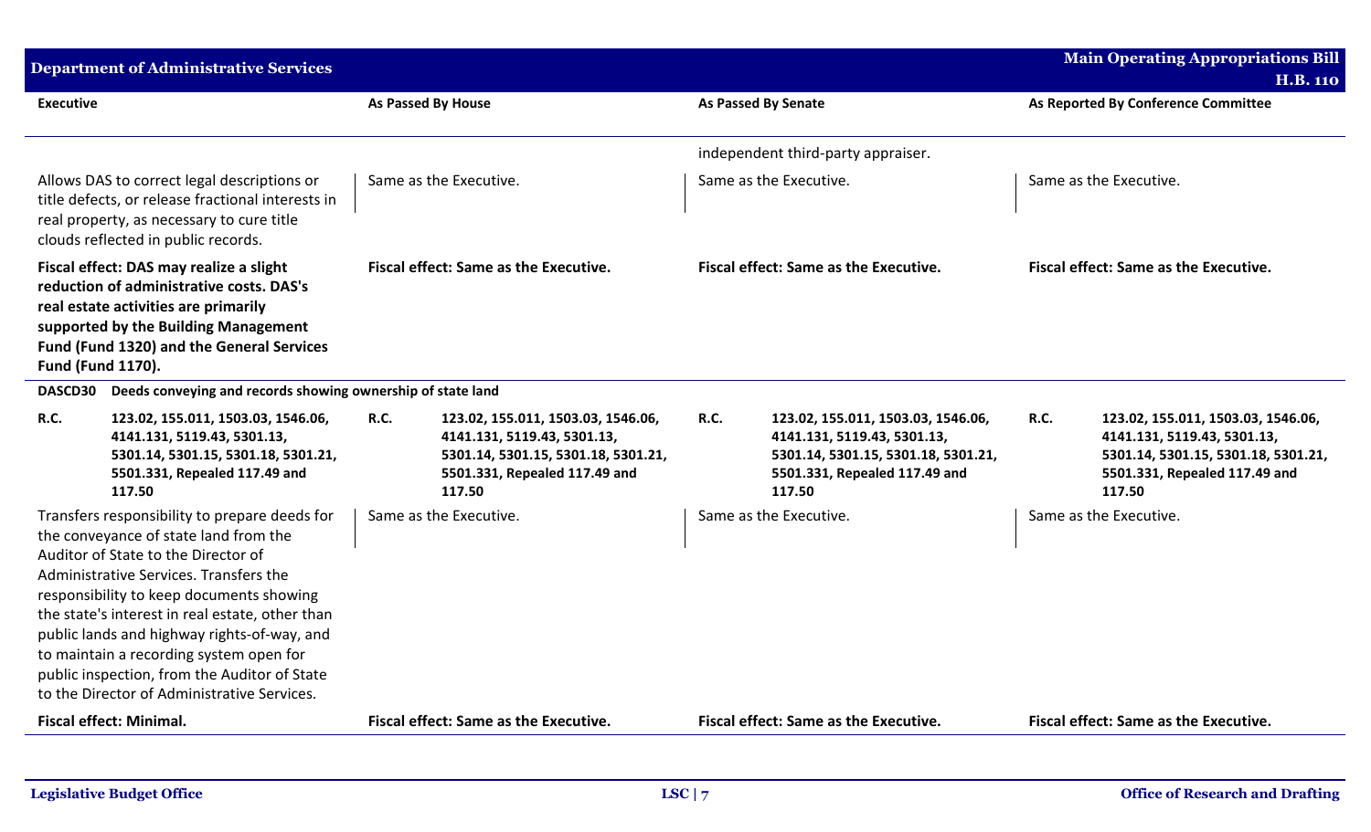| Executive | As Passed By House | As Passed By Senate | As Reported By Conference Committee |
|---|---|---|---|
| | | independent third-party appraiser. | |
| Allows DAS to correct legal descriptions or title defects, or release fractional interests in real property, as necessary to cure title clouds reflected in public records. | Same as the Executive. | Same as the Executive. | Same as the Executive. |
| **Fiscal effect: DAS may realize a slight reduction of administrative costs. DAS's real estate activities are primarily supported by the Building Management Fund (Fund 1320) and the General Services Fund (Fund 1170).** | **Fiscal effect: Same as the Executive.** | **Fiscal effect: Same as the Executive.** | **Fiscal effect: Same as the Executive.** |
| **DASCD30 Deeds conveying and records showing ownership of state land** | | | |
| **R.C. 123.02, 155.011, 1503.03, 1546.06, 4141.131, 5119.43, 5301.13, 5301.14, 5301.15, 5301.18, 5301.21, 5501.331, Repealed 117.49 and 117.50** | **R.C. 123.02, 155.011, 1503.03, 1546.06, 4141.131, 5119.43, 5301.13, 5301.14, 5301.15, 5301.18, 5301.21, 5501.331, Repealed 117.49 and 117.50** | **R.C. 123.02, 155.011, 1503.03, 1546.06, 4141.131, 5119.43, 5301.13, 5301.14, 5301.15, 5301.18, 5301.21, 5501.331, Repealed 117.49 and 117.50** | **R.C. 123.02, 155.011, 1503.03, 1546.06, 4141.131, 5119.43, 5301.13, 5301.14, 5301.15, 5301.18, 5301.21, 5501.331, Repealed 117.49 and 117.50** |
| Transfers responsibility to prepare deeds for the conveyance of state land from the Auditor of State to the Director of Administrative Services. Transfers the responsibility to keep documents showing the state's interest in real estate, other than public lands and highway rights-of-way, and to maintain a recording system open for public inspection, from the Auditor of State to the Director of Administrative Services. | Same as the Executive. | Same as the Executive. | Same as the Executive. |
| **Fiscal effect: Minimal.** | **Fiscal effect: Same as the Executive.** | **Fiscal effect: Same as the Executive.** | **Fiscal effect: Same as the Executive.** |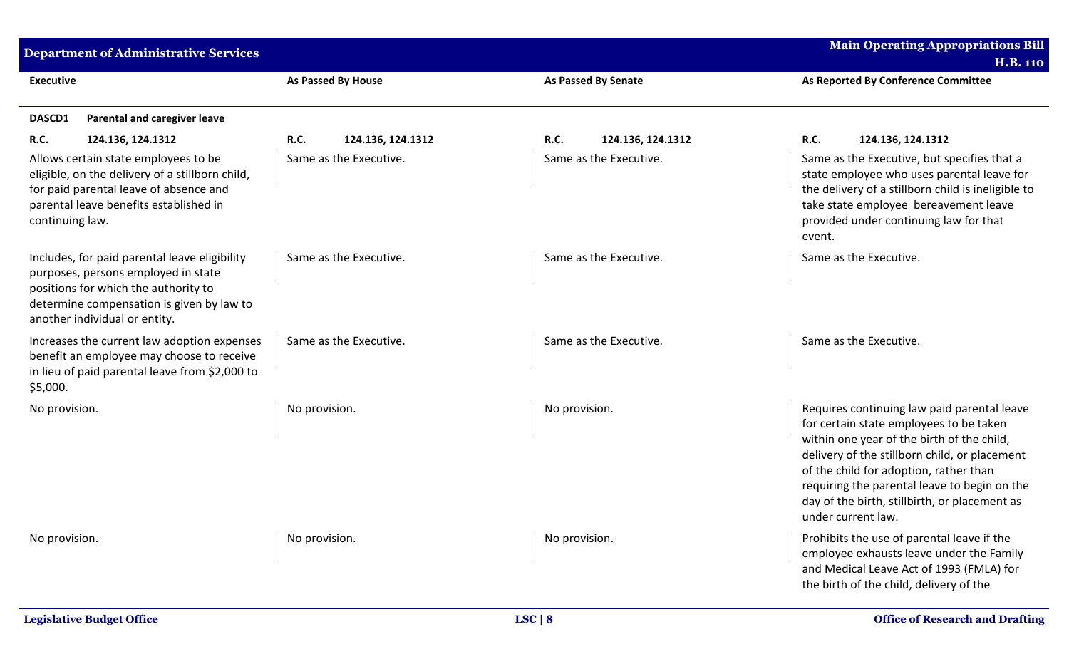| Executive | As Passed By House | As Passed By Senate | As Reported By Conference Committee |
|---|---|---|---|
| **DASCD1 Parental and caregiver leave** | | | |
| **R.C. 124.136, 124.1312** | **R.C. 124.136, 124.1312** | **R.C. 124.136, 124.1312** | **R.C. 124.136, 124.1312** |
| Allows certain state employees to be eligible, on the delivery of a stillborn child, for paid parental leave of absence and parental leave benefits established in continuing law. | Same as the Executive. | Same as the Executive. | Same as the Executive, but specifies that a state employee who uses parental leave for the delivery of a stillborn child is ineligible to take state employee bereavement leave provided under continuing law for that event. |
| Includes, for paid parental leave eligibility purposes, persons employed in state positions for which the authority to determine compensation is given by law to another individual or entity. | Same as the Executive. | Same as the Executive. | Same as the Executive. |
| Increases the current law adoption expenses benefit an employee may choose to receive in lieu of paid parental leave from $2,000 to $5,000. | Same as the Executive. | Same as the Executive. | Same as the Executive. |
| No provision. | No provision. | No provision. | Requires continuing law paid parental leave for certain state employees to be taken within one year of the birth of the child, delivery of the stillborn child, or placement of the child for adoption, rather than requiring the parental leave to begin on the day of the birth, stillbirth, or placement as under current law. |
| No provision. | No provision. | No provision. | Prohibits the use of parental leave if the employee exhausts leave under the Family and Medical Leave Act of 1993 (FMLA) for the birth of the child, delivery of the |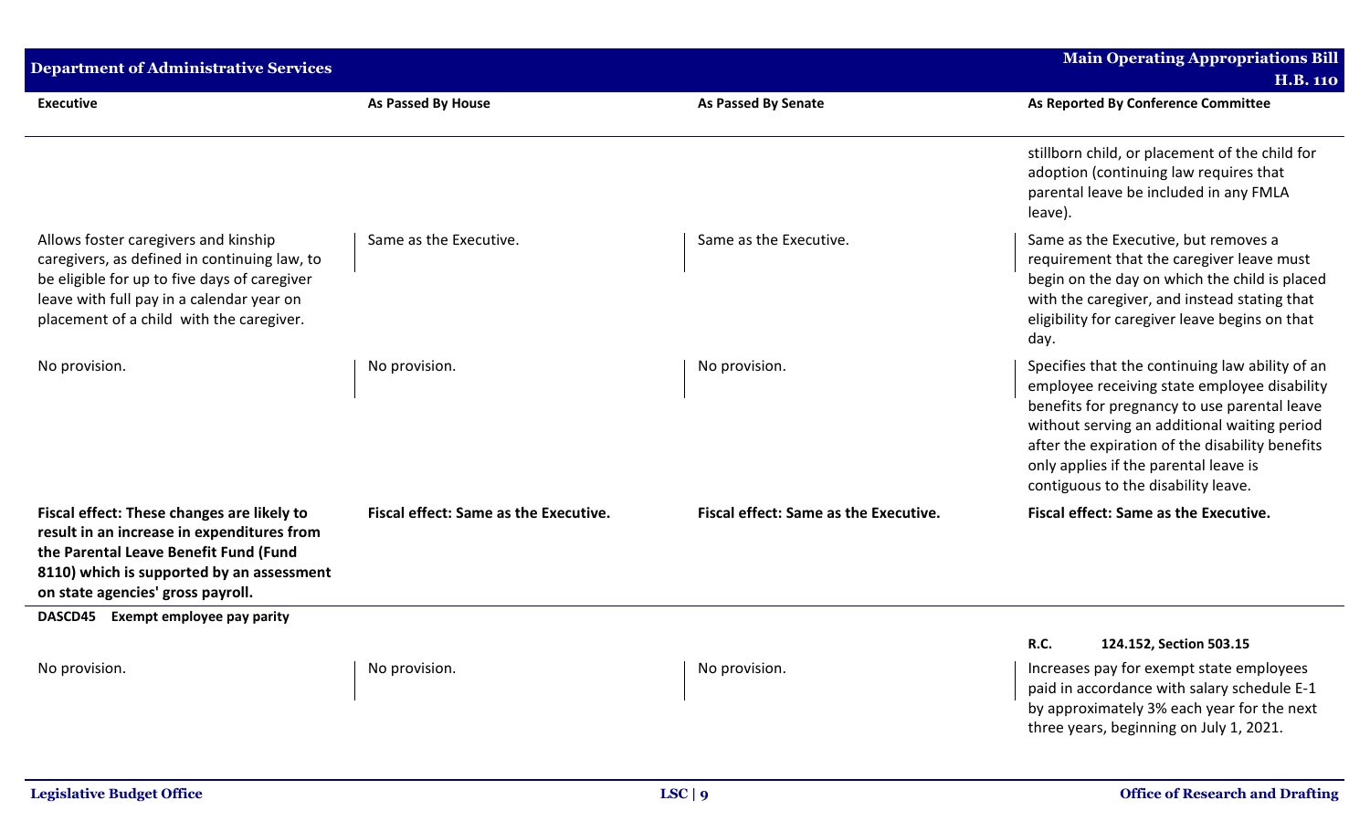| Executive | As Passed By House | As Passed By Senate | As Reported By Conference Committee |
|---|---|---|---|
| | | | stillborn child, or placement of the child for adoption (continuing law requires that parental leave be included in any FMLA leave). |
| Allows foster caregivers and kinship caregivers, as defined in continuing law, to be eligible for up to five days of caregiver leave with full pay in a calendar year on placement of a child with the caregiver. | Same as the Executive. | Same as the Executive. | Same as the Executive, but removes a requirement that the caregiver leave must begin on the day on which the child is placed with the caregiver, and instead stating that eligibility for caregiver leave begins on that day. |
| No provision. | No provision. | No provision. | Specifies that the continuing law ability of an employee receiving state employee disability benefits for pregnancy to use parental leave without serving an additional waiting period after the expiration of the disability benefits only applies if the parental leave is contiguous to the disability leave. |
| **Fiscal effect: These changes are likely to result in an increase in expenditures from the Parental Leave Benefit Fund (Fund 8110) which is supported by an assessment on state agencies' gross payroll.** | **Fiscal effect: Same as the Executive.** | **Fiscal effect: Same as the Executive.** | **Fiscal effect: Same as the Executive.** |

**DASCD45 Exempt employee pay parity**

| Executive | As Passed By House | As Passed By Senate | As Reported By Conference Committee |
|---|---|---|---|
| | | | **R.C. 124.152, Section 503.15** |
| No provision. | No provision. | No provision. | Increases pay for exempt state employees paid in accordance with salary schedule E-1 by approximately 3% each year for the next three years, beginning on July 1, 2021. |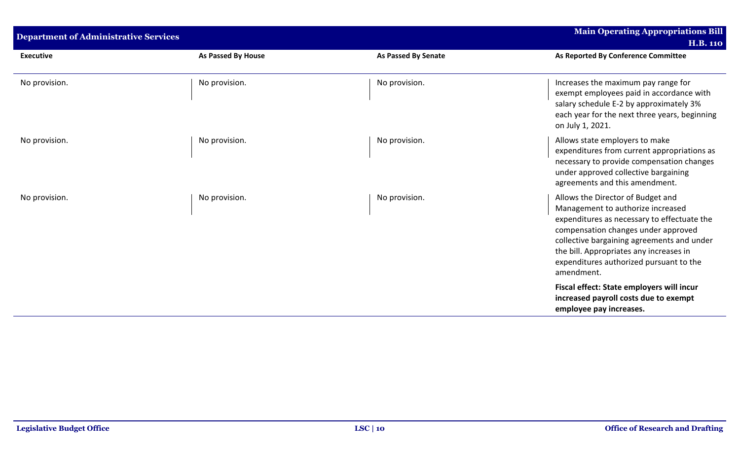| Executive | As Passed By House | As Passed By Senate | As Reported By Conference Committee |
|---|---|---|---|
| No provision. | No provision. | No provision. | Increases the maximum pay range for exempt employees paid in accordance with salary schedule E-2 by approximately 3% each year for the next three years, beginning on July 1, 2021. |
| No provision. | No provision. | No provision. | Allows state employers to make expenditures from current appropriations as necessary to provide compensation changes under approved collective bargaining agreements and this amendment. |
| No provision. | No provision. | No provision. | Allows the Director of Budget and Management to authorize increased expenditures as necessary to effectuate the compensation changes under approved collective bargaining agreements and under the bill. Appropriates any increases in expenditures authorized pursuant to the amendment.<br><br>**Fiscal effect: State employers will incur increased payroll costs due to exempt employee pay increases.** |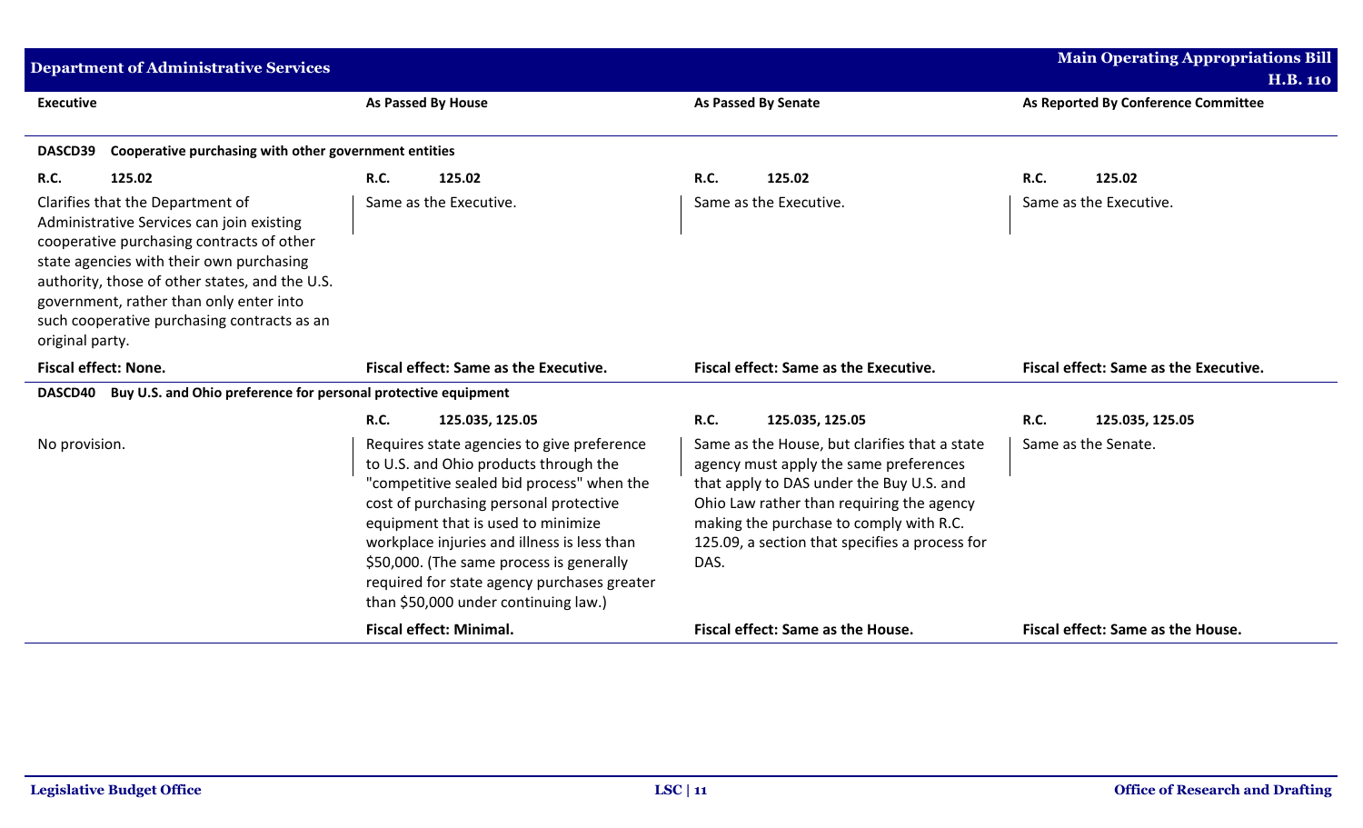| Executive | As Passed By House | As Passed By Senate | As Reported By Conference Committee |
|---|---|---|---|
| **DASCD39 Cooperative purchasing with other government entities** | | | |
| **R.C. 125.02** | **R.C. 125.02** | **R.C. 125.02** | **R.C. 125.02** |
| Clarifies that the Department of Administrative Services can join existing cooperative purchasing contracts of other state agencies with their own purchasing authority, those of other states, and the U.S. government, rather than only enter into such cooperative purchasing contracts as an original party. | Same as the Executive. | Same as the Executive. | Same as the Executive. |
| **Fiscal effect: None.** | **Fiscal effect: Same as the Executive.** | **Fiscal effect: Same as the Executive.** | **Fiscal effect: Same as the Executive.** |
| **DASCD40 Buy U.S. and Ohio preference for personal protective equipment** | | | |
| | **R.C. 125.035, 125.05** | **R.C. 125.035, 125.05** | **R.C. 125.035, 125.05** |
| No provision. | Requires state agencies to give preference to U.S. and Ohio products through the "competitive sealed bid process" when the cost of purchasing personal protective equipment that is used to minimize workplace injuries and illness is less than $50,000. (The same process is generally required for state agency purchases greater than $50,000 under continuing law.) | Same as the House, but clarifies that a state agency must apply the same preferences that apply to DAS under the Buy U.S. and Ohio Law rather than requiring the agency making the purchase to comply with R.C. 125.09, a section that specifies a process for DAS. | Same as the Senate. |
| | **Fiscal effect: Minimal.** | **Fiscal effect: Same as the House.** | **Fiscal effect: Same as the House.** |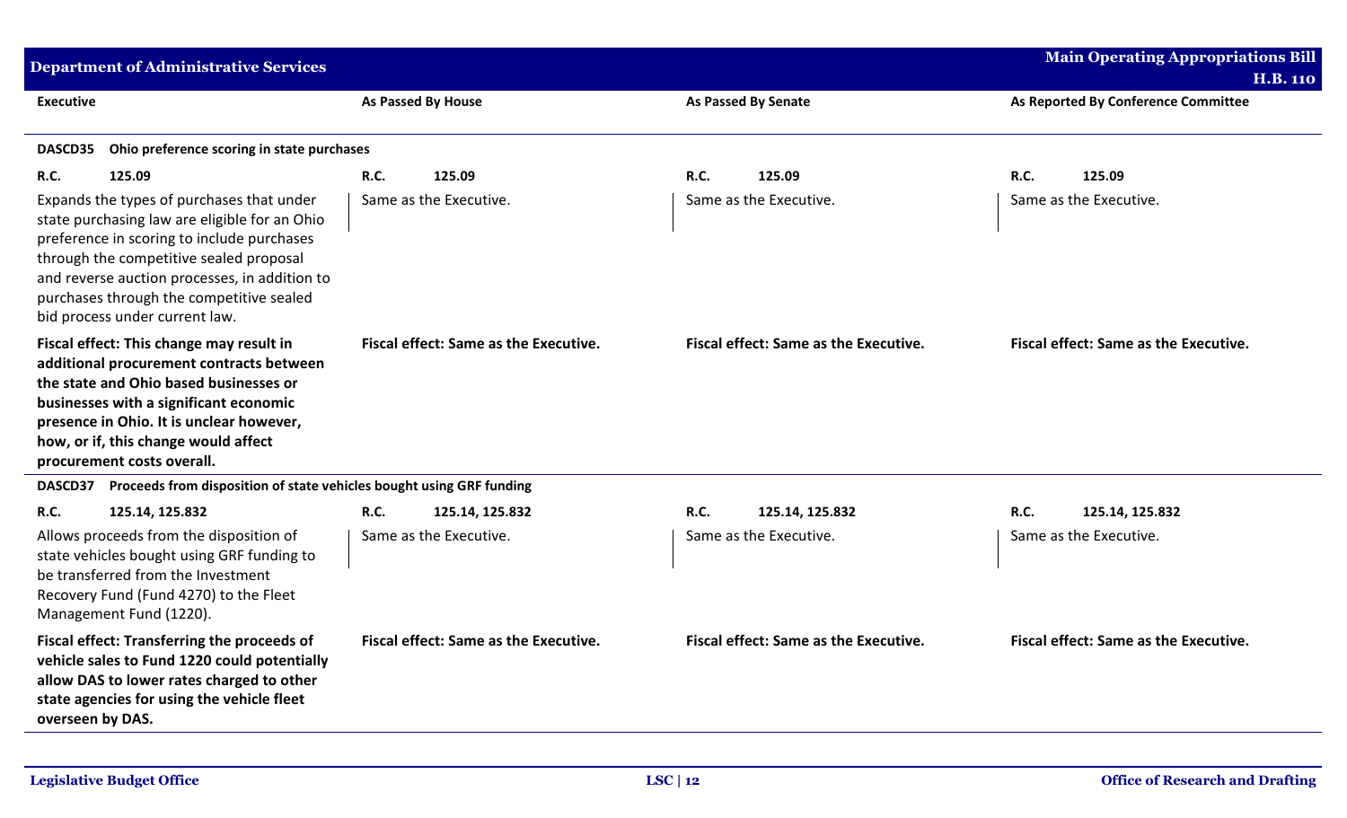## Department of Administrative Services

| Executive | As Passed By House | As Passed By Senate | As Reported By Conference Committee |
|---|---|---|---|
| **DASCD35 Ohio preference scoring in state purchases** | | | |
| **R.C. 125.09** | **R.C. 125.09** | **R.C. 125.09** | **R.C. 125.09** |
| Expands the types of purchases that under state purchasing law are eligible for an Ohio preference in scoring to include purchases through the competitive sealed proposal and reverse auction processes, in addition to purchases through the competitive sealed bid process under current law. | Same as the Executive. | Same as the Executive. | Same as the Executive. |
| **Fiscal effect: This change may result in additional procurement contracts between the state and Ohio based businesses or businesses with a significant economic presence in Ohio. It is unclear however, how, or if, this change would affect procurement costs overall.** | **Fiscal effect: Same as the Executive.** | **Fiscal effect: Same as the Executive.** | **Fiscal effect: Same as the Executive.** |
| **DASCD37 Proceeds from disposition of state vehicles bought using GRF funding** | | | |
| **R.C. 125.14, 125.832** | **R.C. 125.14, 125.832** | **R.C. 125.14, 125.832** | **R.C. 125.14, 125.832** |
| Allows proceeds from the disposition of state vehicles bought using GRF funding to be transferred from the Investment Recovery Fund (Fund 4270) to the Fleet Management Fund (1220). | Same as the Executive. | Same as the Executive. | Same as the Executive. |
| **Fiscal effect: Transferring the proceeds of vehicle sales to Fund 1220 could potentially allow DAS to lower rates charged to other state agencies for using the vehicle fleet overseen by DAS.** | **Fiscal effect: Same as the Executive.** | **Fiscal effect: Same as the Executive.** | **Fiscal effect: Same as the Executive.** |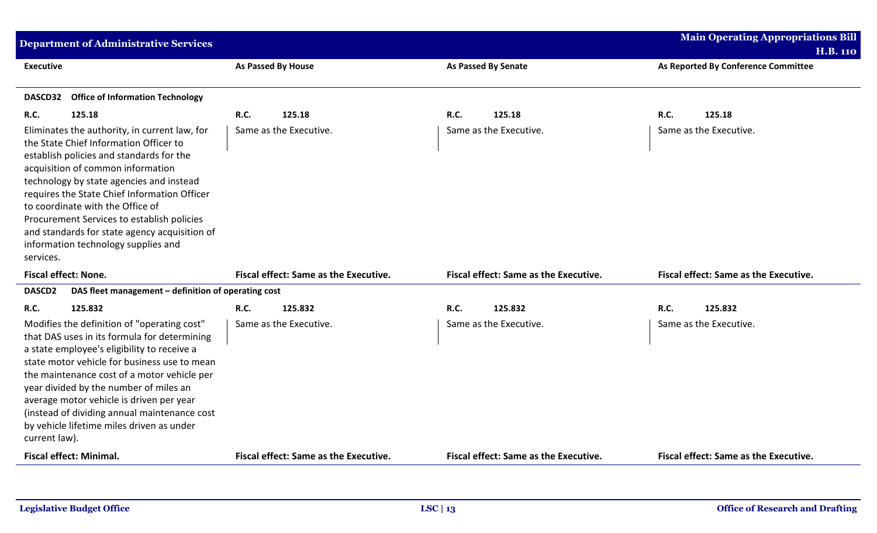## Department of Administrative Services

| Executive | As Passed By House | As Passed By Senate | As Reported By Conference Committee |
|---|---|---|---|
| **DASCD32 Office of Information Technology** | | | |
| **R.C. 125.18** | **R.C. 125.18** | **R.C. 125.18** | **R.C. 125.18** |
| Eliminates the authority, in current law, for the State Chief Information Officer to establish policies and standards for the acquisition of common information technology by state agencies and instead requires the State Chief Information Officer to coordinate with the Office of Procurement Services to establish policies and standards for state agency acquisition of information technology supplies and services. | Same as the Executive. | Same as the Executive. | Same as the Executive. |
| **Fiscal effect: None.** | **Fiscal effect: Same as the Executive.** | **Fiscal effect: Same as the Executive.** | **Fiscal effect: Same as the Executive.** |
| **DASCD2 DAS fleet management – definition of operating cost** | | | |
| **R.C. 125.832** | **R.C. 125.832** | **R.C. 125.832** | **R.C. 125.832** |
| Modifies the definition of "operating cost" that DAS uses in its formula for determining a state employee's eligibility to receive a state motor vehicle for business use to mean the maintenance cost of a motor vehicle per year divided by the number of miles an average motor vehicle is driven per year (instead of dividing annual maintenance cost by vehicle lifetime miles driven as under current law). | Same as the Executive. | Same as the Executive. | Same as the Executive. |
| **Fiscal effect: Minimal.** | **Fiscal effect: Same as the Executive.** | **Fiscal effect: Same as the Executive.** | **Fiscal effect: Same as the Executive.** |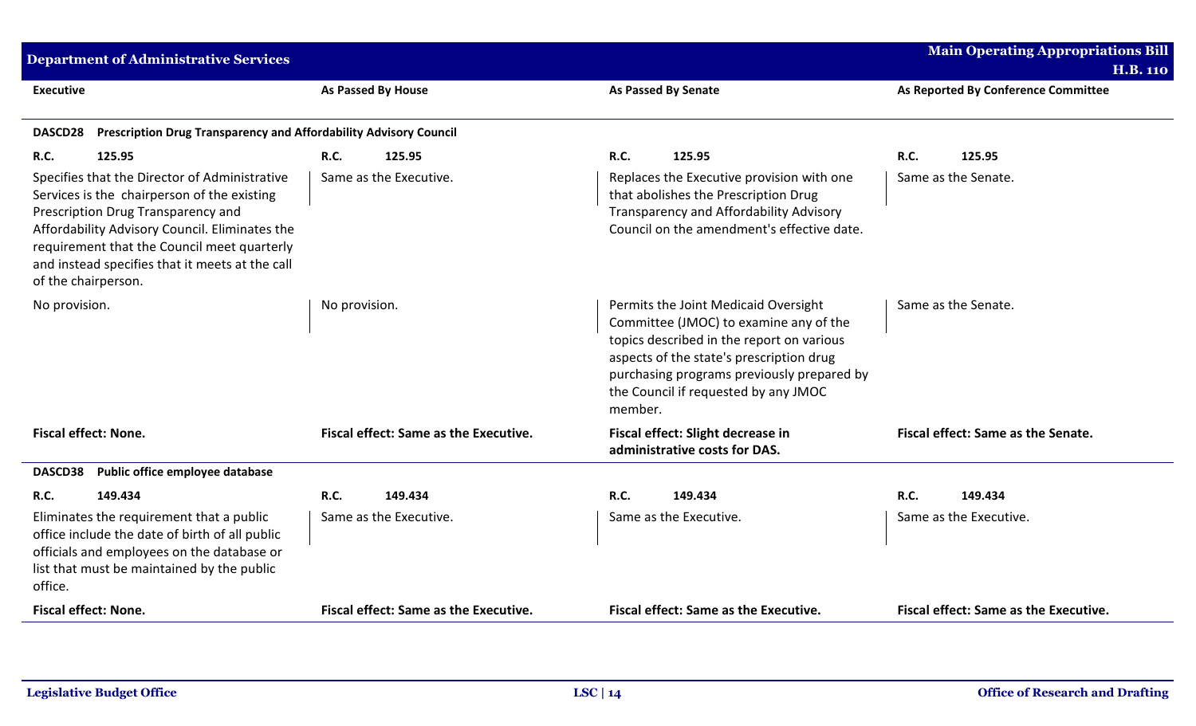| Executive | As Passed By House | As Passed By Senate | As Reported By Conference Committee |
|---|---|---|---|
| **DASCD28 Prescription Drug Transparency and Affordability Advisory Council** | | | |
| **R.C. 125.95** | **R.C. 125.95** | **R.C. 125.95** | **R.C. 125.95** |
| Specifies that the Director of Administrative Services is the chairperson of the existing Prescription Drug Transparency and Affordability Advisory Council. Eliminates the requirement that the Council meet quarterly and instead specifies that it meets at the call of the chairperson. | Same as the Executive. | Replaces the Executive provision with one that abolishes the Prescription Drug Transparency and Affordability Advisory Council on the amendment's effective date. | Same as the Senate. |
| No provision. | No provision. | Permits the Joint Medicaid Oversight Committee (JMOC) to examine any of the topics described in the report on various aspects of the state's prescription drug purchasing programs previously prepared by the Council if requested by any JMOC member. | Same as the Senate. |
| **Fiscal effect: None.** | **Fiscal effect: Same as the Executive.** | **Fiscal effect: Slight decrease in administrative costs for DAS.** | **Fiscal effect: Same as the Senate.** |
| **DASCD38 Public office employee database** | | | |
| **R.C. 149.434** | **R.C. 149.434** | **R.C. 149.434** | **R.C. 149.434** |
| Eliminates the requirement that a public office include the date of birth of all public officials and employees on the database or list that must be maintained by the public office. | Same as the Executive. | Same as the Executive. | Same as the Executive. |
| **Fiscal effect: None.** | **Fiscal effect: Same as the Executive.** | **Fiscal effect: Same as the Executive.** | **Fiscal effect: Same as the Executive.** |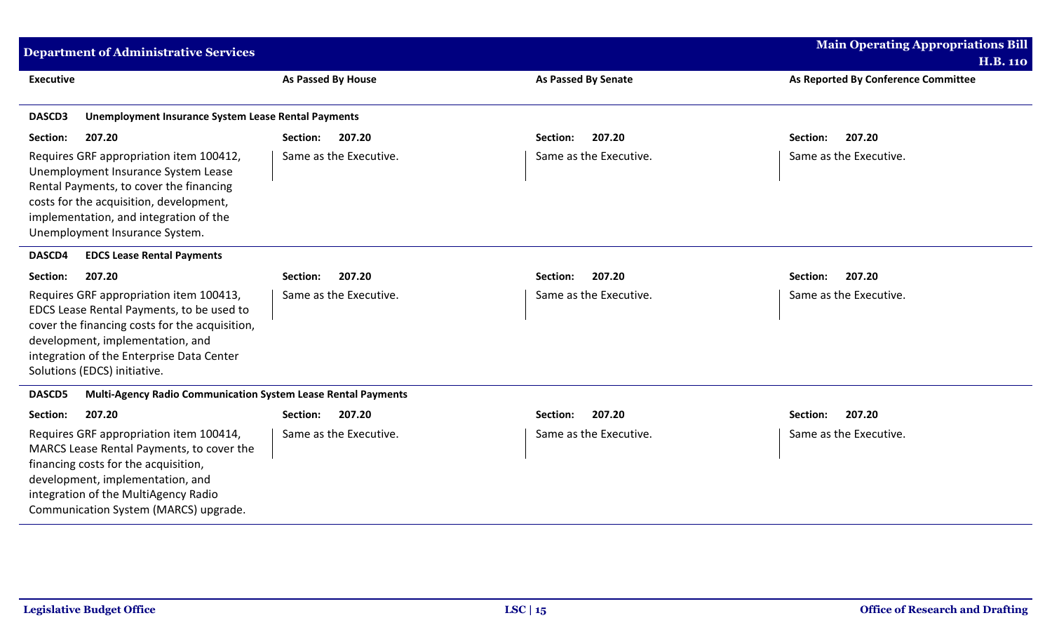| Executive | As Passed By House | As Passed By Senate | As Reported By Conference Committee |
|---|---|---|---|
| **DASCD3 Unemployment Insurance System Lease Rental Payments** | | | |
| **Section: 207.20** | **Section: 207.20** | **Section: 207.20** | **Section: 207.20** |
| Requires GRF appropriation item 100412, Unemployment Insurance System Lease Rental Payments, to cover the financing costs for the acquisition, development, implementation, and integration of the Unemployment Insurance System. | Same as the Executive. | Same as the Executive. | Same as the Executive. |
| **DASCD4 EDCS Lease Rental Payments** | | | |
| **Section: 207.20** | **Section: 207.20** | **Section: 207.20** | **Section: 207.20** |
| Requires GRF appropriation item 100413, EDCS Lease Rental Payments, to be used to cover the financing costs for the acquisition, development, implementation, and integration of the Enterprise Data Center Solutions (EDCS) initiative. | Same as the Executive. | Same as the Executive. | Same as the Executive. |
| **DASCD5 Multi-Agency Radio Communication System Lease Rental Payments** | | | |
| **Section: 207.20** | **Section: 207.20** | **Section: 207.20** | **Section: 207.20** |
| Requires GRF appropriation item 100414, MARCS Lease Rental Payments, to cover the financing costs for the acquisition, development, implementation, and integration of the MultiAgency Radio Communication System (MARCS) upgrade. | Same as the Executive. | Same as the Executive. | Same as the Executive. |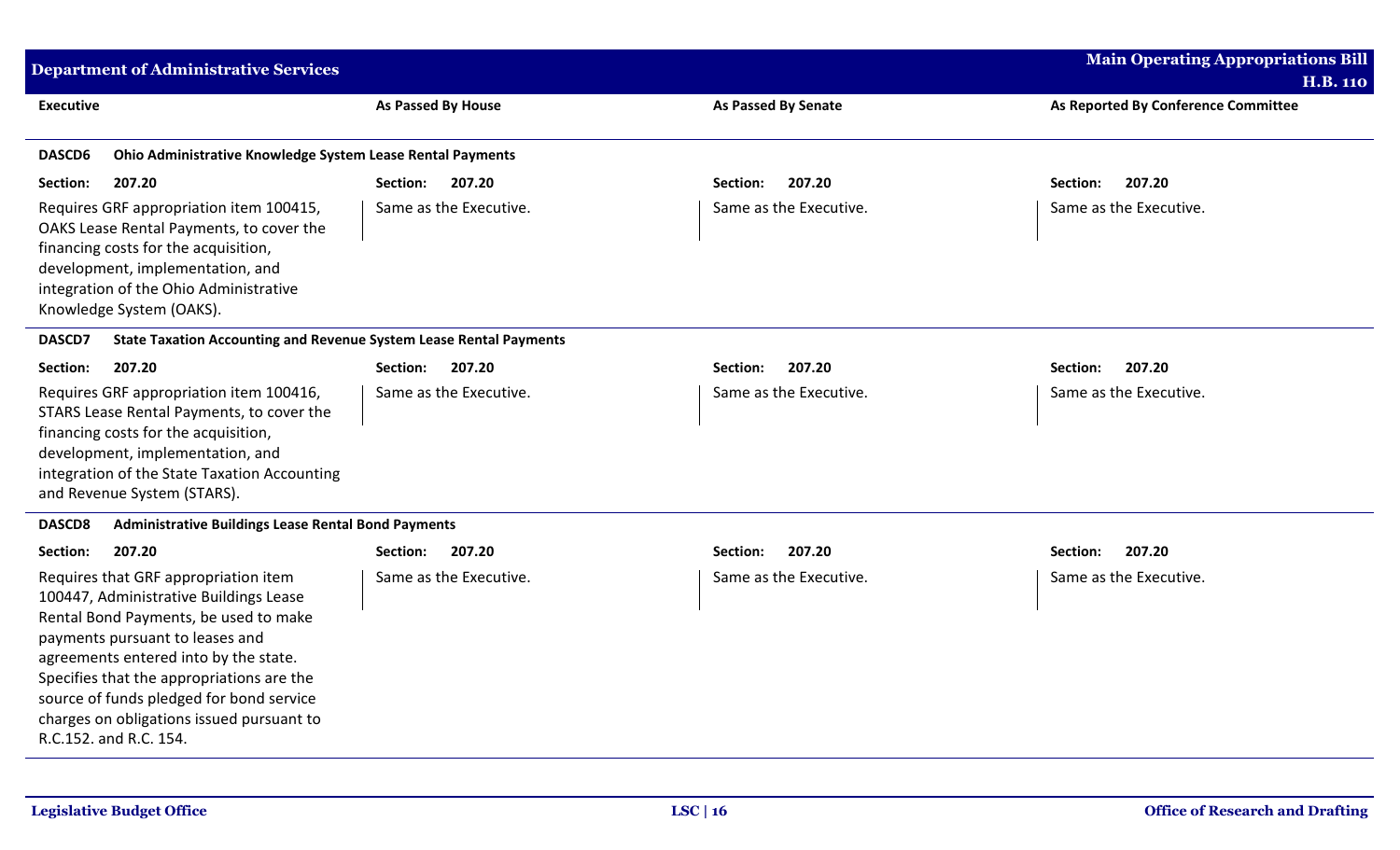| Executive | As Passed By House | As Passed By Senate | As Reported By Conference Committee |
|---|---|---|---|
| **DASCD6 Ohio Administrative Knowledge System Lease Rental Payments** | | | |
| **Section: 207.20** | **Section: 207.20** | **Section: 207.20** | **Section: 207.20** |
| Requires GRF appropriation item 100415, OAKS Lease Rental Payments, to cover the financing costs for the acquisition, development, implementation, and integration of the Ohio Administrative Knowledge System (OAKS). | Same as the Executive. | Same as the Executive. | Same as the Executive. |
| **DASCD7 State Taxation Accounting and Revenue System Lease Rental Payments** | | | |
| **Section: 207.20** | **Section: 207.20** | **Section: 207.20** | **Section: 207.20** |
| Requires GRF appropriation item 100416, STARS Lease Rental Payments, to cover the financing costs for the acquisition, development, implementation, and integration of the State Taxation Accounting and Revenue System (STARS). | Same as the Executive. | Same as the Executive. | Same as the Executive. |
| **DASCD8 Administrative Buildings Lease Rental Bond Payments** | | | |
| **Section: 207.20** | **Section: 207.20** | **Section: 207.20** | **Section: 207.20** |
| Requires that GRF appropriation item 100447, Administrative Buildings Lease Rental Bond Payments, be used to make payments pursuant to leases and agreements entered into by the state. Specifies that the appropriations are the source of funds pledged for bond service charges on obligations issued pursuant to R.C.152. and R.C. 154. | Same as the Executive. | Same as the Executive. | Same as the Executive. |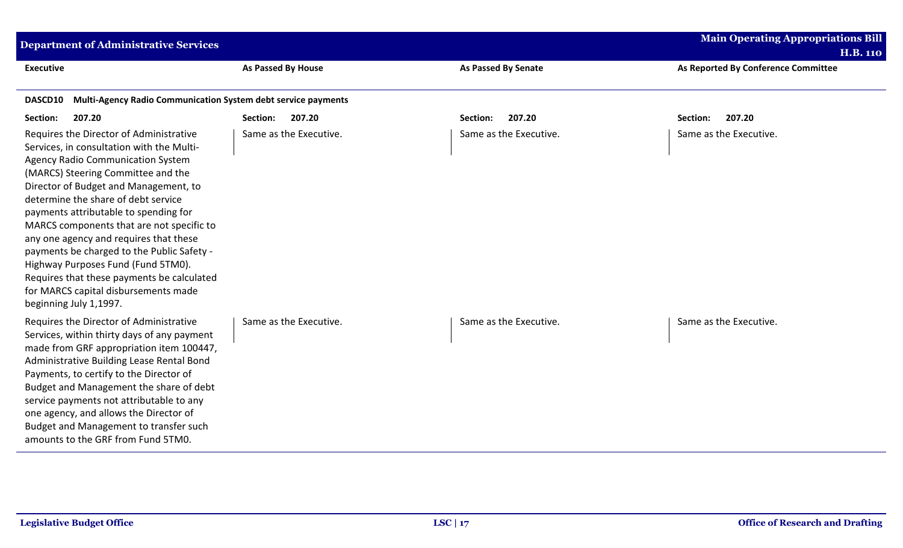| Executive | As Passed By House | As Passed By Senate | As Reported By Conference Committee |
|---|---|---|---|
| **DASCD10 Multi-Agency Radio Communication System debt service payments** | | | |
| **Section: 207.20** | **Section: 207.20** | **Section: 207.20** | **Section: 207.20** |
| Requires the Director of Administrative Services, in consultation with the Multi-Agency Radio Communication System (MARCS) Steering Committee and the Director of Budget and Management, to determine the share of debt service payments attributable to spending for MARCS components that are not specific to any one agency and requires that these payments be charged to the Public Safety - Highway Purposes Fund (Fund 5TM0). Requires that these payments be calculated for MARCS capital disbursements made beginning July 1,1997. | Same as the Executive. | Same as the Executive. | Same as the Executive. |
| Requires the Director of Administrative Services, within thirty days of any payment made from GRF appropriation item 100447, Administrative Building Lease Rental Bond Payments, to certify to the Director of Budget and Management the share of debt service payments not attributable to any one agency, and allows the Director of Budget and Management to transfer such amounts to the GRF from Fund 5TM0. | Same as the Executive. | Same as the Executive. | Same as the Executive. |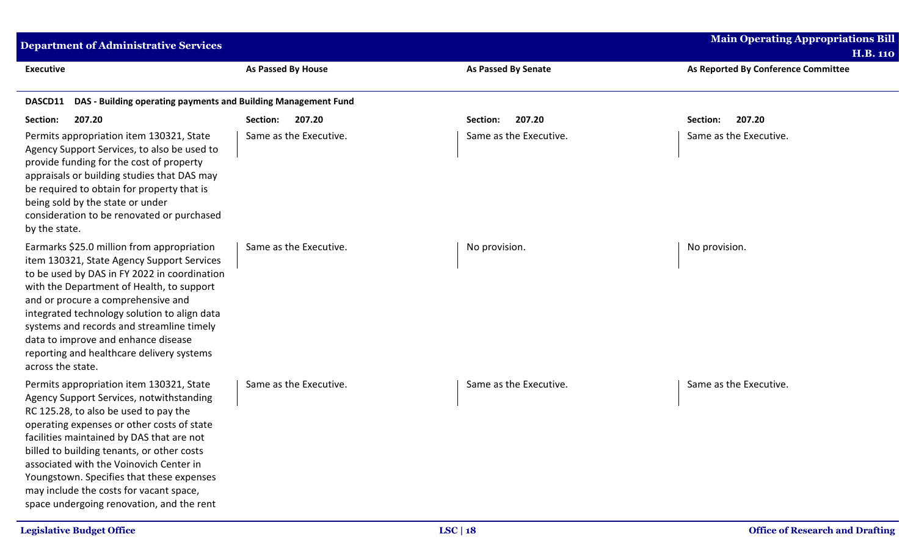| Executive | As Passed By House | As Passed By Senate | As Reported By Conference Committee |
|---|---|---|---|
| **DASCD11 DAS - Building operating payments and Building Management Fund** | | | |
| **Section: 207.20** | **Section: 207.20** | **Section: 207.20** | **Section: 207.20** |
| Permits appropriation item 130321, State Agency Support Services, to also be used to provide funding for the cost of property appraisals or building studies that DAS may be required to obtain for property that is being sold by the state or under consideration to be renovated or purchased by the state. | Same as the Executive. | Same as the Executive. | Same as the Executive. |
| Earmarks $25.0 million from appropriation item 130321, State Agency Support Services to be used by DAS in FY 2022 in coordination with the Department of Health, to support and or procure a comprehensive and integrated technology solution to align data systems and records and streamline timely data to improve and enhance disease reporting and healthcare delivery systems across the state. | Same as the Executive. | No provision. | No provision. |
| Permits appropriation item 130321, State Agency Support Services, notwithstanding RC 125.28, to also be used to pay the operating expenses or other costs of state facilities maintained by DAS that are not billed to building tenants, or other costs associated with the Voinovich Center in Youngstown. Specifies that these expenses may include the costs for vacant space, space undergoing renovation, and the rent | Same as the Executive. | Same as the Executive. | Same as the Executive. |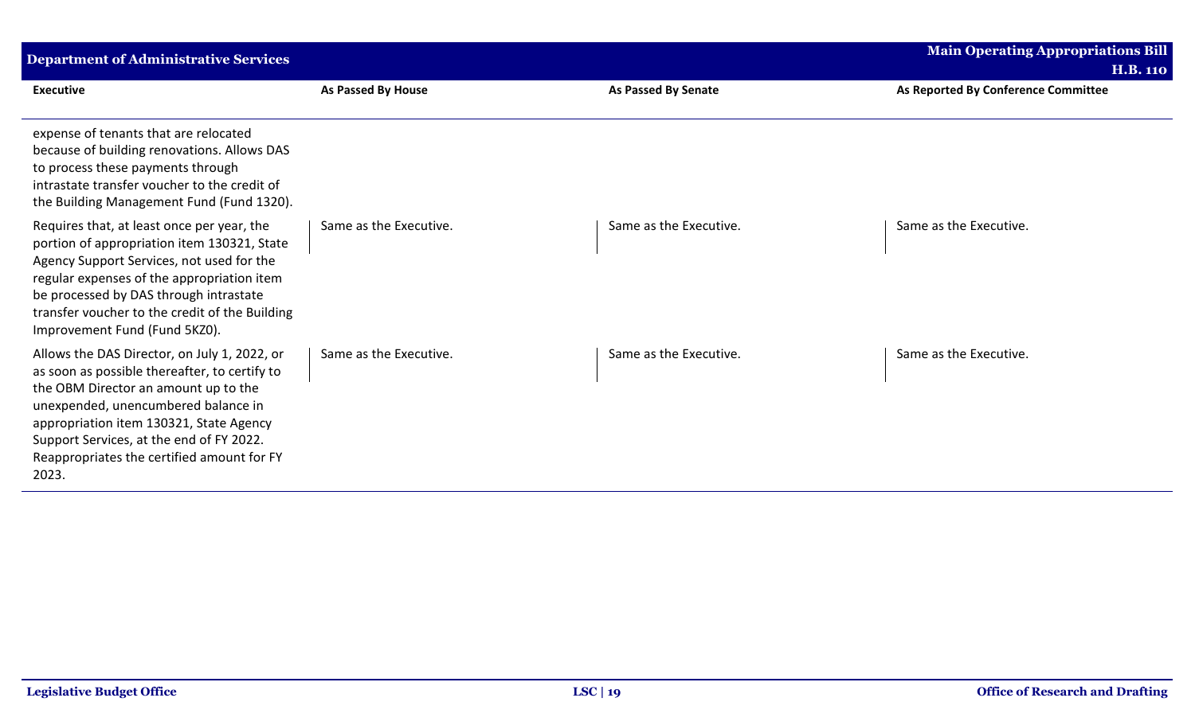| Executive | As Passed By House | As Passed By Senate | As Reported By Conference Committee |
|---|---|---|---|
| expense of tenants that are relocated because of building renovations. Allows DAS to process these payments through intrastate transfer voucher to the credit of the Building Management Fund (Fund 1320). | | | |
| Requires that, at least once per year, the portion of appropriation item 130321, State Agency Support Services, not used for the regular expenses of the appropriation item be processed by DAS through intrastate transfer voucher to the credit of the Building Improvement Fund (Fund 5KZ0). | Same as the Executive. | Same as the Executive. | Same as the Executive. |
| Allows the DAS Director, on July 1, 2022, or as soon as possible thereafter, to certify to the OBM Director an amount up to the unexpended, unencumbered balance in appropriation item 130321, State Agency Support Services, at the end of FY 2022. Reappropriates the certified amount for FY 2023. | Same as the Executive. | Same as the Executive. | Same as the Executive. |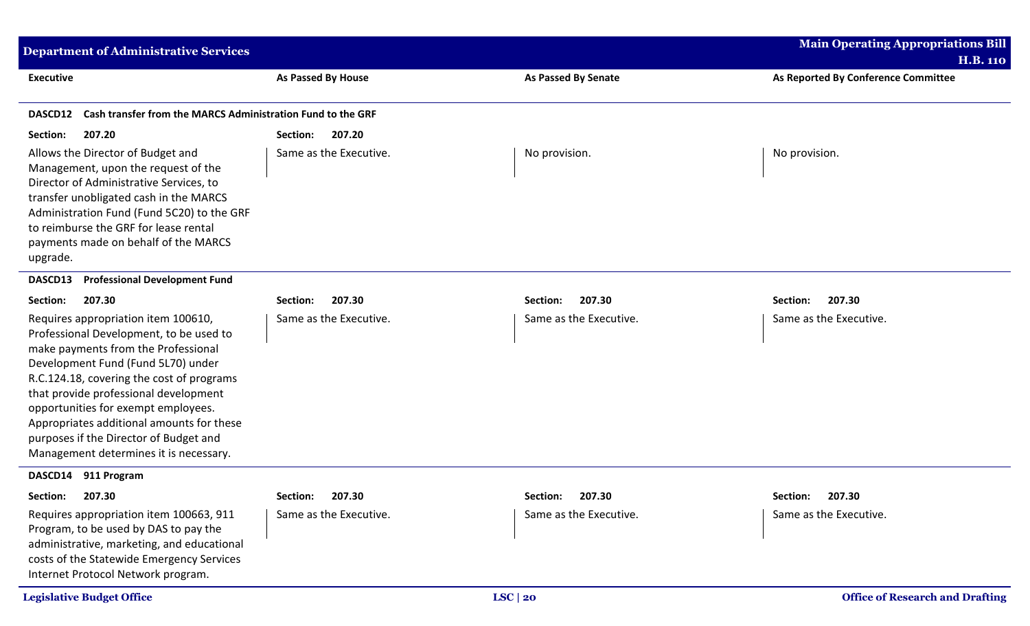| Executive | As Passed By House | As Passed By Senate | As Reported By Conference Committee |
|---|---|---|---|
| **DASCD12 Cash transfer from the MARCS Administration Fund to the GRF** | | | |
| **Section: 207.20** | **Section: 207.20** | | |
| Allows the Director of Budget and Management, upon the request of the Director of Administrative Services, to transfer unobligated cash in the MARCS Administration Fund (Fund 5C20) to the GRF to reimburse the GRF for lease rental payments made on behalf of the MARCS upgrade. | Same as the Executive. | No provision. | No provision. |
| **DASCD13 Professional Development Fund** | | | |
| **Section: 207.30** | **Section: 207.30** | **Section: 207.30** | **Section: 207.30** |
| Requires appropriation item 100610, Professional Development, to be used to make payments from the Professional Development Fund (Fund 5L70) under R.C.124.18, covering the cost of programs that provide professional development opportunities for exempt employees. Appropriates additional amounts for these purposes if the Director of Budget and Management determines it is necessary. | Same as the Executive. | Same as the Executive. | Same as the Executive. |
| **DASCD14 911 Program** | | | |
| **Section: 207.30** | **Section: 207.30** | **Section: 207.30** | **Section: 207.30** |
| Requires appropriation item 100663, 911 Program, to be used by DAS to pay the administrative, marketing, and educational costs of the Statewide Emergency Services Internet Protocol Network program. | Same as the Executive. | Same as the Executive. | Same as the Executive. |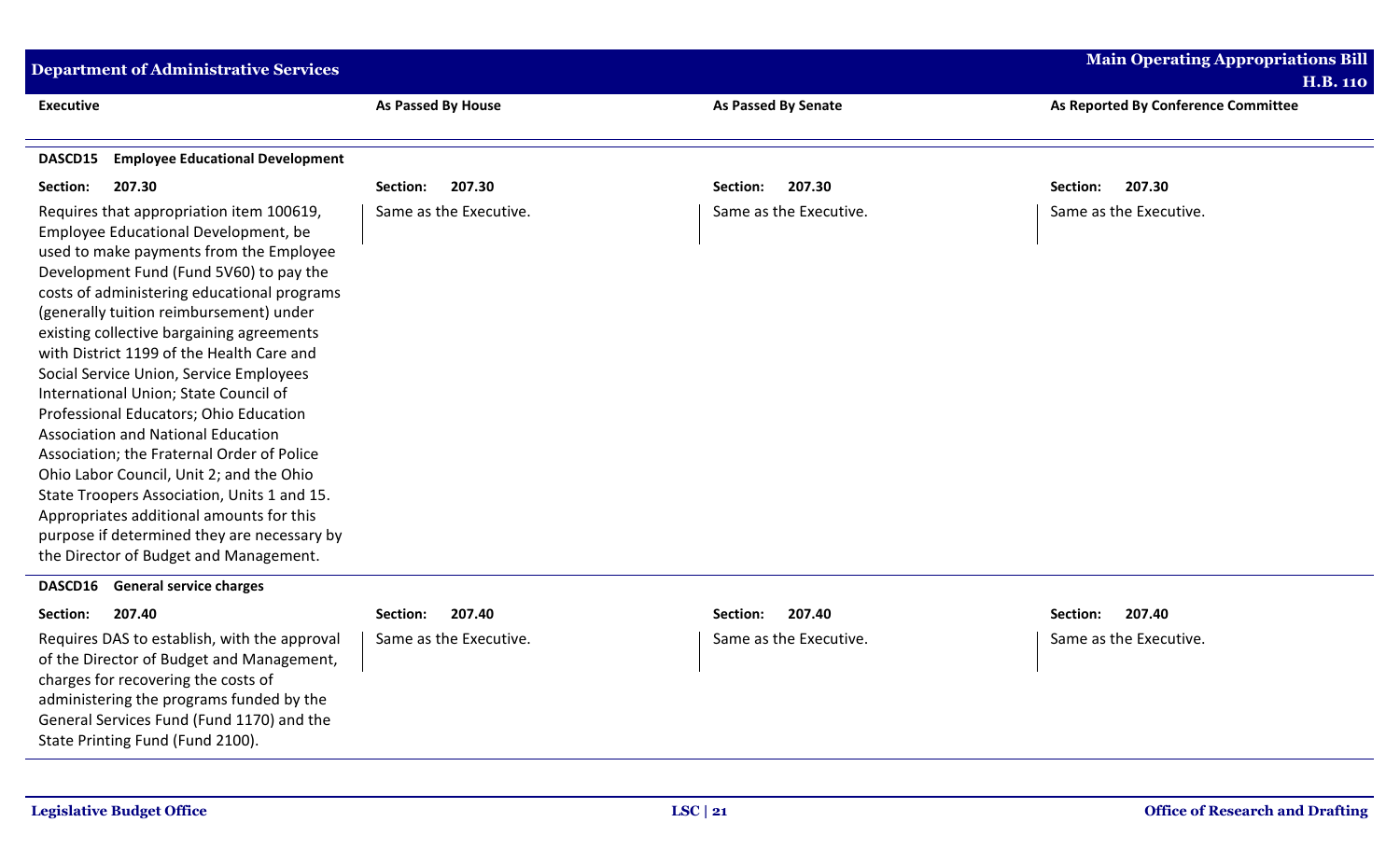| Executive | As Passed By House | As Passed By Senate | As Reported By Conference Committee |
|---|---|---|---|
| **DASCD15 Employee Educational Development** | | | |
| **Section: 207.30** | **Section: 207.30** | **Section: 207.30** | **Section: 207.30** |
| Requires that appropriation item 100619, Employee Educational Development, be used to make payments from the Employee Development Fund (Fund 5V60) to pay the costs of administering educational programs (generally tuition reimbursement) under existing collective bargaining agreements with District 1199 of the Health Care and Social Service Union, Service Employees International Union; State Council of Professional Educators; Ohio Education Association and National Education Association; the Fraternal Order of Police Ohio Labor Council, Unit 2; and the Ohio State Troopers Association, Units 1 and 15. Appropriates additional amounts for this purpose if determined they are necessary by the Director of Budget and Management. | Same as the Executive. | Same as the Executive. | Same as the Executive. |
| **DASCD16 General service charges** | | | |
| **Section: 207.40** | **Section: 207.40** | **Section: 207.40** | **Section: 207.40** |
| Requires DAS to establish, with the approval of the Director of Budget and Management, charges for recovering the costs of administering the programs funded by the General Services Fund (Fund 1170) and the State Printing Fund (Fund 2100). | Same as the Executive. | Same as the Executive. | Same as the Executive. |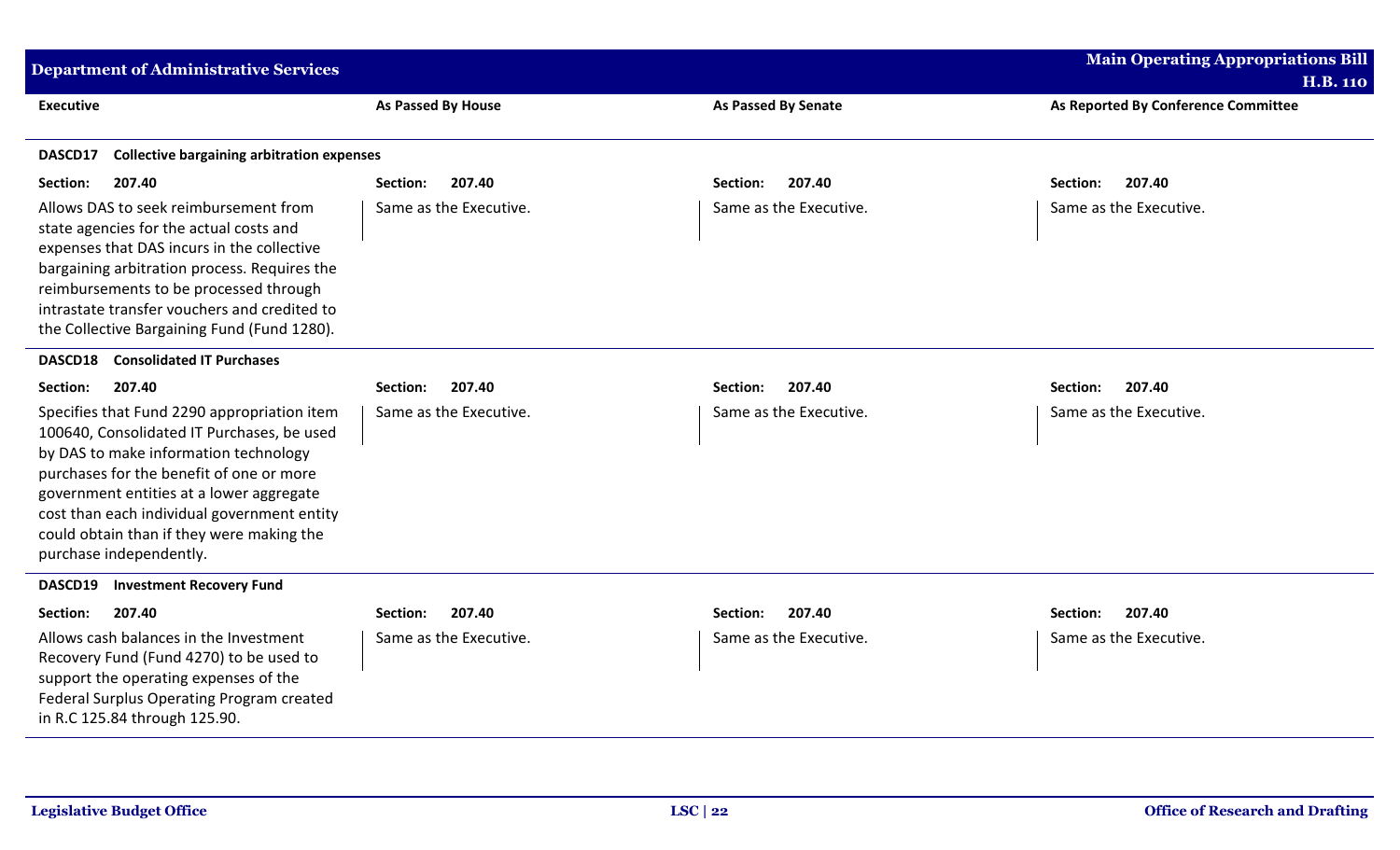| Executive | As Passed By House | As Passed By Senate | As Reported By Conference Committee |
|---|---|---|---|
| **DASCD17 Collective bargaining arbitration expenses** | | | |
| **Section: 207.40** | **Section: 207.40** | **Section: 207.40** | **Section: 207.40** |
| Allows DAS to seek reimbursement from state agencies for the actual costs and expenses that DAS incurs in the collective bargaining arbitration process. Requires the reimbursements to be processed through intrastate transfer vouchers and credited to the Collective Bargaining Fund (Fund 1280). | Same as the Executive. | Same as the Executive. | Same as the Executive. |
| **DASCD18 Consolidated IT Purchases** | | | |
| **Section: 207.40** | **Section: 207.40** | **Section: 207.40** | **Section: 207.40** |
| Specifies that Fund 2290 appropriation item 100640, Consolidated IT Purchases, be used by DAS to make information technology purchases for the benefit of one or more government entities at a lower aggregate cost than each individual government entity could obtain than if they were making the purchase independently. | Same as the Executive. | Same as the Executive. | Same as the Executive. |
| **DASCD19 Investment Recovery Fund** | | | |
| **Section: 207.40** | **Section: 207.40** | **Section: 207.40** | **Section: 207.40** |
| Allows cash balances in the Investment Recovery Fund (Fund 4270) to be used to support the operating expenses of the Federal Surplus Operating Program created in R.C 125.84 through 125.90. | Same as the Executive. | Same as the Executive. | Same as the Executive. |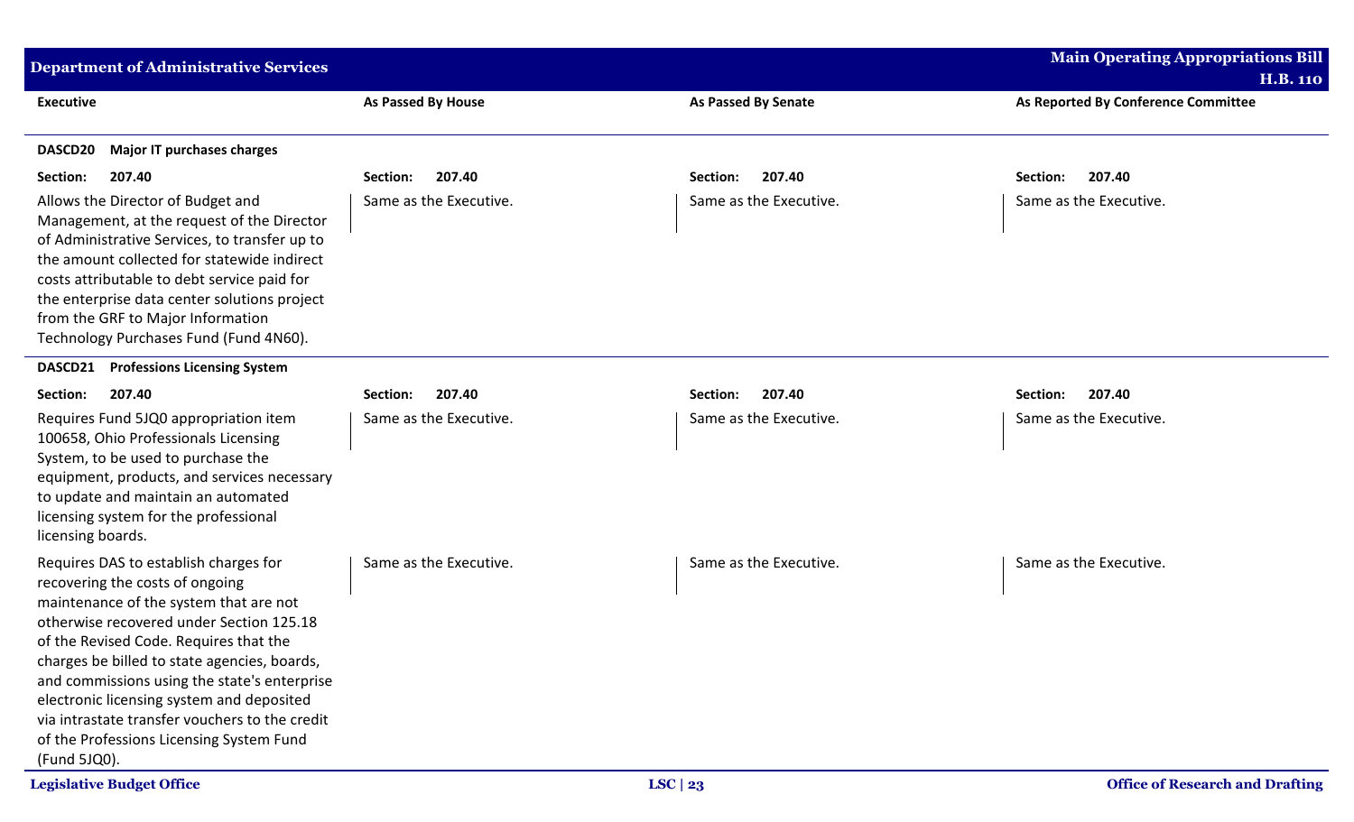| Executive | As Passed By House | As Passed By Senate | As Reported By Conference Committee |
|---|---|---|---|
| **DASCD20 Major IT purchases charges** | | | |
| **Section: 207.40** | **Section: 207.40** | **Section: 207.40** | **Section: 207.40** |
| Allows the Director of Budget and Management, at the request of the Director of Administrative Services, to transfer up to the amount collected for statewide indirect costs attributable to debt service paid for the enterprise data center solutions project from the GRF to Major Information Technology Purchases Fund (Fund 4N60). | Same as the Executive. | Same as the Executive. | Same as the Executive. |
| **DASCD21 Professions Licensing System** | | | |
| **Section: 207.40** | **Section: 207.40** | **Section: 207.40** | **Section: 207.40** |
| Requires Fund 5JQ0 appropriation item 100658, Ohio Professionals Licensing System, to be used to purchase the equipment, products, and services necessary to update and maintain an automated licensing system for the professional licensing boards. | Same as the Executive. | Same as the Executive. | Same as the Executive. |
| Requires DAS to establish charges for recovering the costs of ongoing maintenance of the system that are not otherwise recovered under Section 125.18 of the Revised Code. Requires that the charges be billed to state agencies, boards, and commissions using the state's enterprise electronic licensing system and deposited via intrastate transfer vouchers to the credit of the Professions Licensing System Fund (Fund 5JQ0). | Same as the Executive. | Same as the Executive. | Same as the Executive. |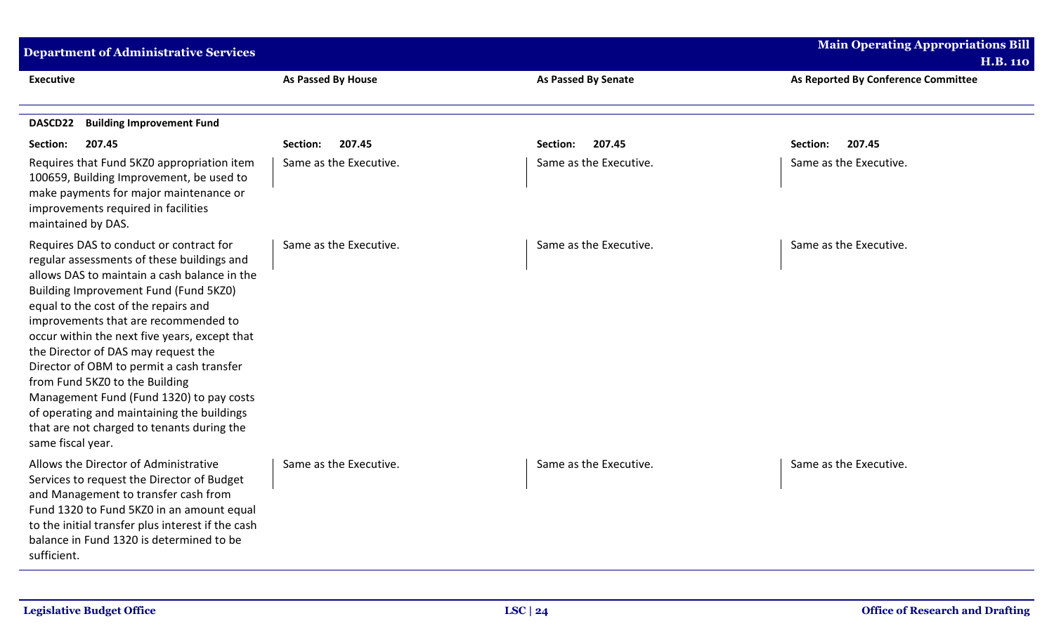| Executive | As Passed By House | As Passed By Senate | As Reported By Conference Committee |
|---|---|---|---|
| **DASCD22 Building Improvement Fund** | | | |
| **Section: 207.45** | **Section: 207.45** | **Section: 207.45** | **Section: 207.45** |
| Requires that Fund 5KZ0 appropriation item 100659, Building Improvement, be used to make payments for major maintenance or improvements required in facilities maintained by DAS. | Same as the Executive. | Same as the Executive. | Same as the Executive. |
| Requires DAS to conduct or contract for regular assessments of these buildings and allows DAS to maintain a cash balance in the Building Improvement Fund (Fund 5KZ0) equal to the cost of the repairs and improvements that are recommended to occur within the next five years, except that the Director of DAS may request the Director of OBM to permit a cash transfer from Fund 5KZ0 to the Building Management Fund (Fund 1320) to pay costs of operating and maintaining the buildings that are not charged to tenants during the same fiscal year. | Same as the Executive. | Same as the Executive. | Same as the Executive. |
| Allows the Director of Administrative Services to request the Director of Budget and Management to transfer cash from Fund 1320 to Fund 5KZ0 in an amount equal to the initial transfer plus interest if the cash balance in Fund 1320 is determined to be sufficient. | Same as the Executive. | Same as the Executive. | Same as the Executive. |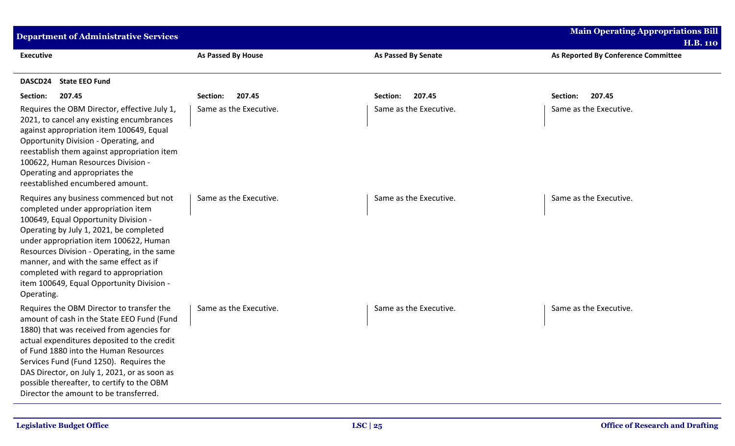| Executive | As Passed By House | As Passed By Senate | As Reported By Conference Committee |
|---|---|---|---|
| **DASCD24 State EEO Fund** | | | |
| **Section: 207.45** | **Section: 207.45** | **Section: 207.45** | **Section: 207.45** |
| Requires the OBM Director, effective July 1, 2021, to cancel any existing encumbrances against appropriation item 100649, Equal Opportunity Division - Operating, and reestablish them against appropriation item 100622, Human Resources Division - Operating and appropriates the reestablished encumbered amount. | Same as the Executive. | Same as the Executive. | Same as the Executive. |
| Requires any business commenced but not completed under appropriation item 100649, Equal Opportunity Division - Operating by July 1, 2021, be completed under appropriation item 100622, Human Resources Division - Operating, in the same manner, and with the same effect as if completed with regard to appropriation item 100649, Equal Opportunity Division - Operating. | Same as the Executive. | Same as the Executive. | Same as the Executive. |
| Requires the OBM Director to transfer the amount of cash in the State EEO Fund (Fund 1880) that was received from agencies for actual expenditures deposited to the credit of Fund 1880 into the Human Resources Services Fund (Fund 1250). Requires the DAS Director, on July 1, 2021, or as soon as possible thereafter, to certify to the OBM Director the amount to be transferred. | Same as the Executive. | Same as the Executive. | Same as the Executive. |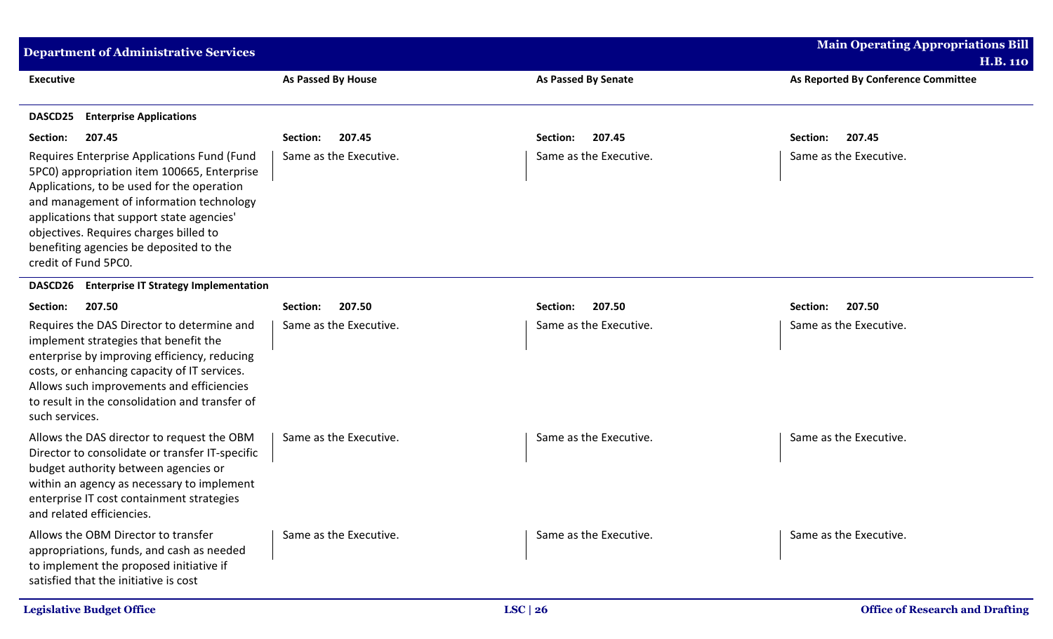| Executive | As Passed By House | As Passed By Senate | As Reported By Conference Committee |
|---|---|---|---|
| **DASCD25 Enterprise Applications** | | | |
| **Section: 207.45** | **Section: 207.45** | **Section: 207.45** | **Section: 207.45** |
| Requires Enterprise Applications Fund (Fund 5PC0) appropriation item 100665, Enterprise Applications, to be used for the operation and management of information technology applications that support state agencies' objectives. Requires charges billed to benefiting agencies be deposited to the credit of Fund 5PC0. | Same as the Executive. | Same as the Executive. | Same as the Executive. |
| **DASCD26 Enterprise IT Strategy Implementation** | | | |
| **Section: 207.50** | **Section: 207.50** | **Section: 207.50** | **Section: 207.50** |
| Requires the DAS Director to determine and implement strategies that benefit the enterprise by improving efficiency, reducing costs, or enhancing capacity of IT services. Allows such improvements and efficiencies to result in the consolidation and transfer of such services. | Same as the Executive. | Same as the Executive. | Same as the Executive. |
| Allows the DAS director to request the OBM Director to consolidate or transfer IT-specific budget authority between agencies or within an agency as necessary to implement enterprise IT cost containment strategies and related efficiencies. | Same as the Executive. | Same as the Executive. | Same as the Executive. |
| Allows the OBM Director to transfer appropriations, funds, and cash as needed to implement the proposed initiative if satisfied that the initiative is cost | Same as the Executive. | Same as the Executive. | Same as the Executive. |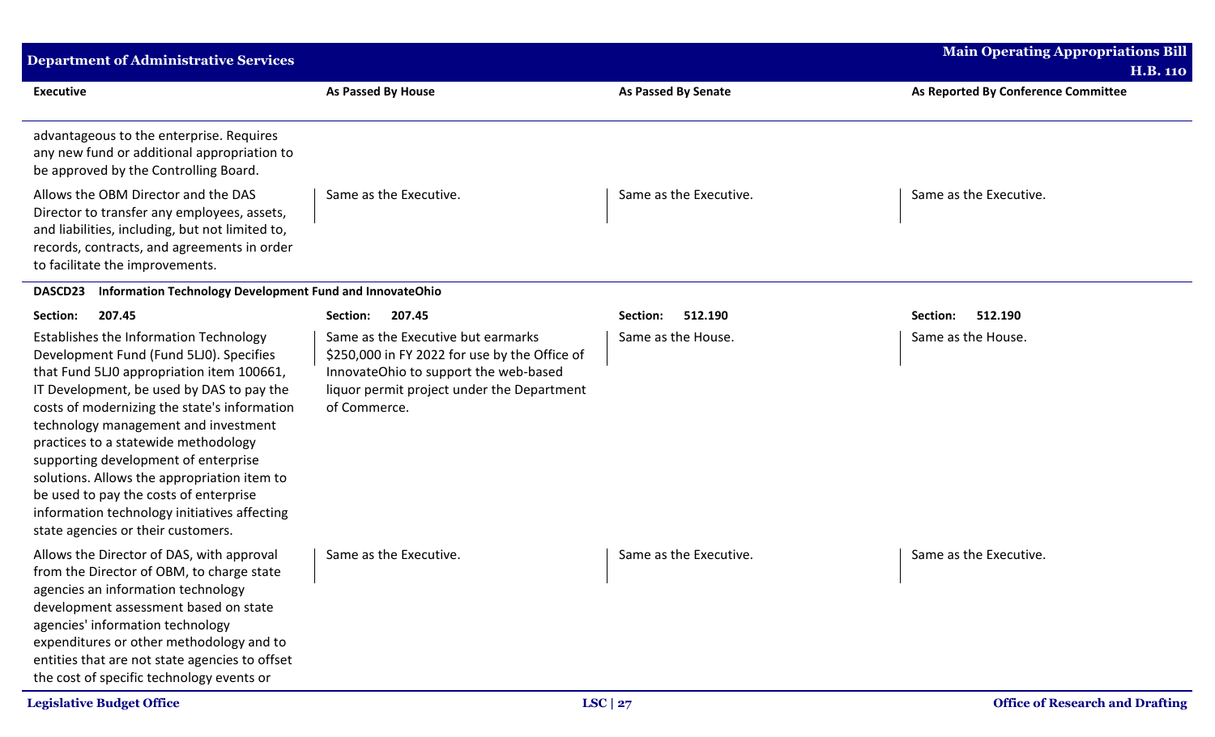| Executive | As Passed By House | As Passed By Senate | As Reported By Conference Committee |
|---|---|---|---|
| advantageous to the enterprise. Requires any new fund or additional appropriation to be approved by the Controlling Board. | | | |
| Allows the OBM Director and the DAS Director to transfer any employees, assets, and liabilities, including, but not limited to, records, contracts, and agreements in order to facilitate the improvements. | Same as the Executive. | Same as the Executive. | Same as the Executive. |
| **DASCD23 Information Technology Development Fund and InnovateOhio** | | | |
| **Section: 207.45** | **Section: 207.45** | **Section: 512.190** | **Section: 512.190** |
| Establishes the Information Technology Development Fund (Fund 5LJ0). Specifies that Fund 5LJ0 appropriation item 100661, IT Development, be used by DAS to pay the costs of modernizing the state's information technology management and investment practices to a statewide methodology supporting development of enterprise solutions. Allows the appropriation item to be used to pay the costs of enterprise information technology initiatives affecting state agencies or their customers. | Same as the Executive but earmarks $250,000 in FY 2022 for use by the Office of InnovateOhio to support the web-based liquor permit project under the Department of Commerce. | Same as the House. | Same as the House. |
| Allows the Director of DAS, with approval from the Director of OBM, to charge state agencies an information technology development assessment based on state agencies' information technology expenditures or other methodology and to entities that are not state agencies to offset the cost of specific technology events or | Same as the Executive. | Same as the Executive. | Same as the Executive. |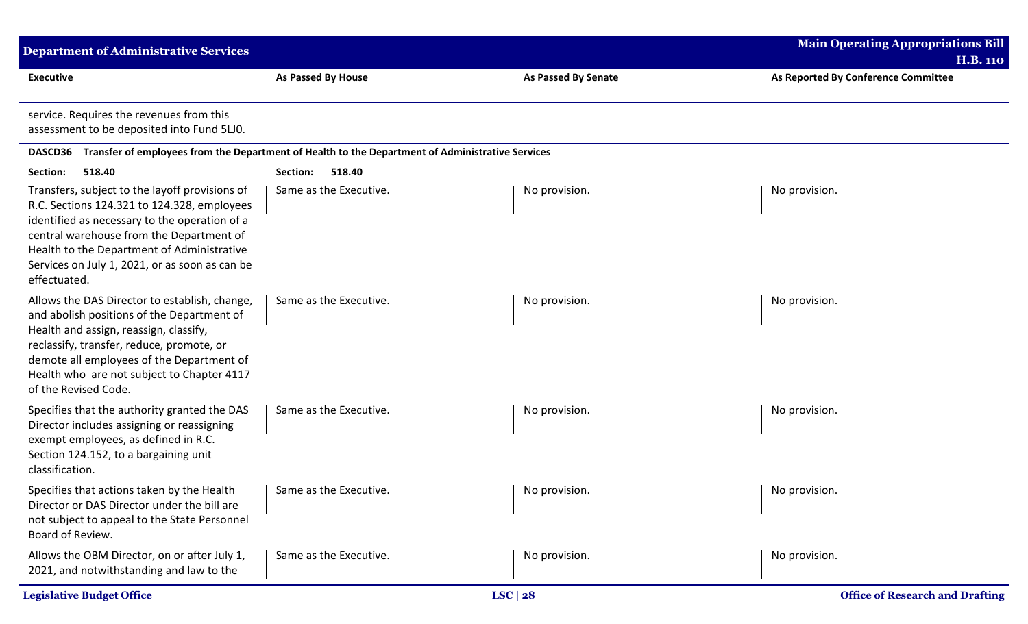| Executive | As Passed By House | As Passed By Senate | As Reported By Conference Committee |
|---|---|---|---|
| service. Requires the revenues from this assessment to be deposited into Fund 5LJ0. | | | |
| **DASCD36 Transfer of employees from the Department of Health to the Department of Administrative Services** | | | |
| **Section: 518.40** | **Section: 518.40** | | |
| Transfers, subject to the layoff provisions of R.C. Sections 124.321 to 124.328, employees identified as necessary to the operation of a central warehouse from the Department of Health to the Department of Administrative Services on July 1, 2021, or as soon as can be effectuated. | Same as the Executive. | No provision. | No provision. |
| Allows the DAS Director to establish, change, and abolish positions of the Department of Health and assign, reassign, classify, reclassify, transfer, reduce, promote, or demote all employees of the Department of Health who are not subject to Chapter 4117 of the Revised Code. | Same as the Executive. | No provision. | No provision. |
| Specifies that the authority granted the DAS Director includes assigning or reassigning exempt employees, as defined in R.C. Section 124.152, to a bargaining unit classification. | Same as the Executive. | No provision. | No provision. |
| Specifies that actions taken by the Health Director or DAS Director under the bill are not subject to appeal to the State Personnel Board of Review. | Same as the Executive. | No provision. | No provision. |
| Allows the OBM Director, on or after July 1, 2021, and notwithstanding and law to the | Same as the Executive. | No provision. | No provision. |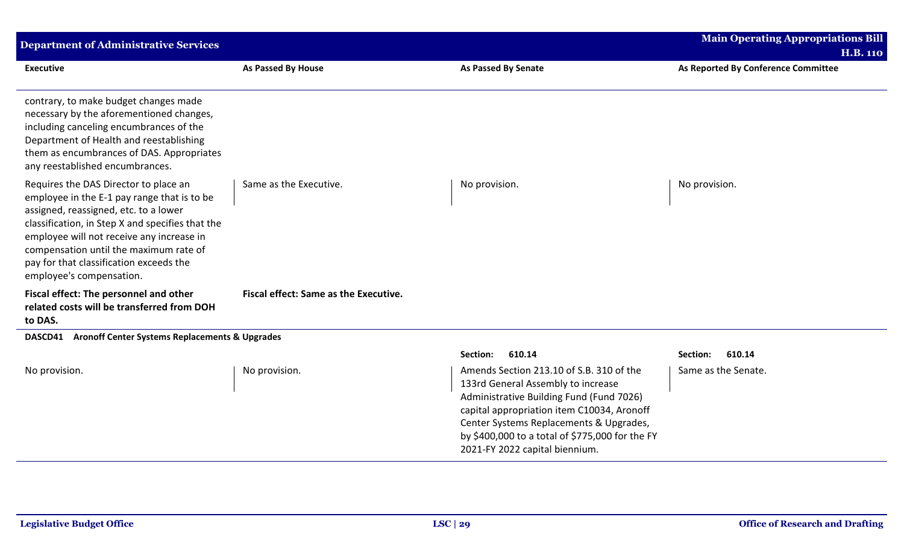| Executive | As Passed By House | As Passed By Senate | As Reported By Conference Committee |
|---|---|---|---|
| contrary, to make budget changes made necessary by the aforementioned changes, including canceling encumbrances of the Department of Health and reestablishing them as encumbrances of DAS. Appropriates any reestablished encumbrances. | | | |
| Requires the DAS Director to place an employee in the E-1 pay range that is to be assigned, reassigned, etc. to a lower classification, in Step X and specifies that the employee will not receive any increase in compensation until the maximum rate of pay for that classification exceeds the employee's compensation. | Same as the Executive. | No provision. | No provision. |
| **Fiscal effect: The personnel and other related costs will be transferred from DOH to DAS.** | **Fiscal effect: Same as the Executive.** | | |
| **DASCD41 Aronoff Center Systems Replacements & Upgrades** | | | |
| | | **Section: 610.14** | **Section: 610.14** |
| No provision. | No provision. | Amends Section 213.10 of S.B. 310 of the 133rd General Assembly to increase Administrative Building Fund (Fund 7026) capital appropriation item C10034, Aronoff Center Systems Replacements & Upgrades, by $400,000 to a total of $775,000 for the FY 2021-FY 2022 capital biennium. | Same as the Senate. |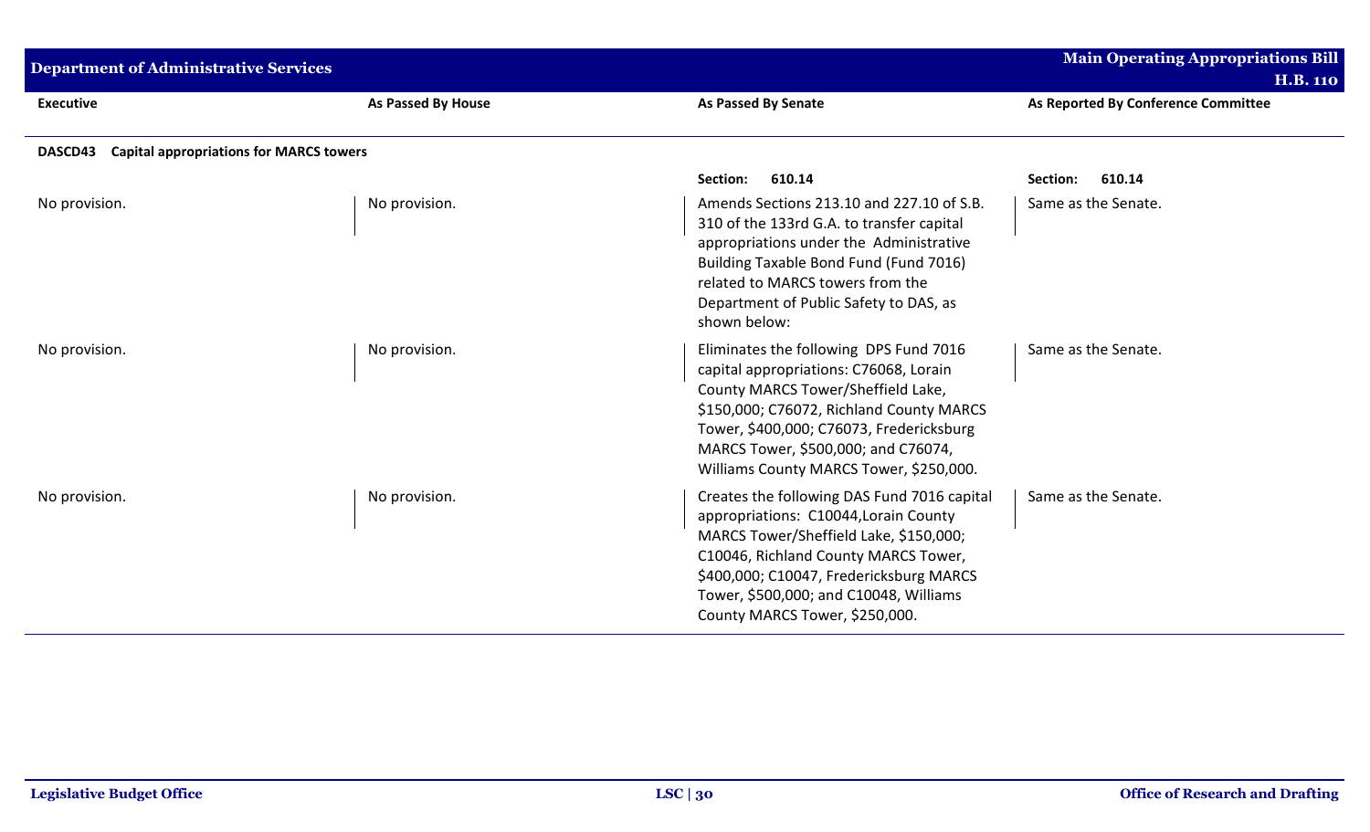| Executive | As Passed By House | As Passed By Senate | As Reported By Conference Committee |
|---|---|---|---|
| **DASCD43 Capital appropriations for MARCS towers** | | | |
| | | **Section: 610.14** | **Section: 610.14** |
| No provision. | No provision. | Amends Sections 213.10 and 227.10 of S.B. 310 of the 133rd G.A. to transfer capital appropriations under the Administrative Building Taxable Bond Fund (Fund 7016) related to MARCS towers from the Department of Public Safety to DAS, as shown below: | Same as the Senate. |
| No provision. | No provision. | Eliminates the following DPS Fund 7016 capital appropriations: C76068, Lorain County MARCS Tower/Sheffield Lake, $150,000; C76072, Richland County MARCS Tower, $400,000; C76073, Fredericksburg MARCS Tower, $500,000; and C76074, Williams County MARCS Tower, $250,000. | Same as the Senate. |
| No provision. | No provision. | Creates the following DAS Fund 7016 capital appropriations: C10044,Lorain County MARCS Tower/Sheffield Lake, $150,000; C10046, Richland County MARCS Tower, $400,000; C10047, Fredericksburg MARCS Tower, $500,000; and C10048, Williams County MARCS Tower, $250,000. | Same as the Senate. |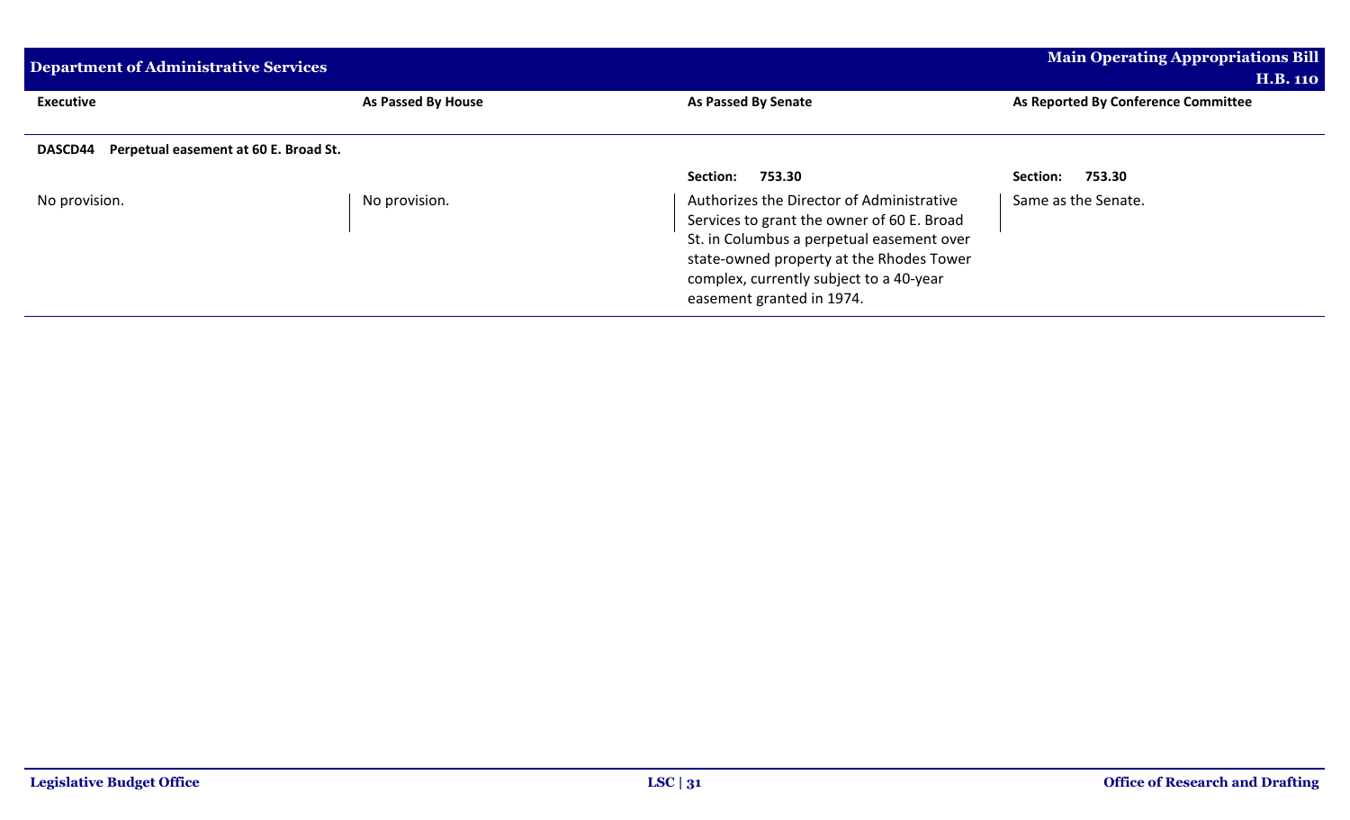| Executive | As Passed By House | As Passed By Senate | As Reported By Conference Committee |
|---|---|---|---|
| **DASCD44 Perpetual easement at 60 E. Broad St.** | | | |
| | | **Section: 753.30** | **Section: 753.30** |
| No provision. | No provision. | Authorizes the Director of Administrative Services to grant the owner of 60 E. Broad St. in Columbus a perpetual easement over state-owned property at the Rhodes Tower complex, currently subject to a 40-year easement granted in 1974. | Same as the Senate. |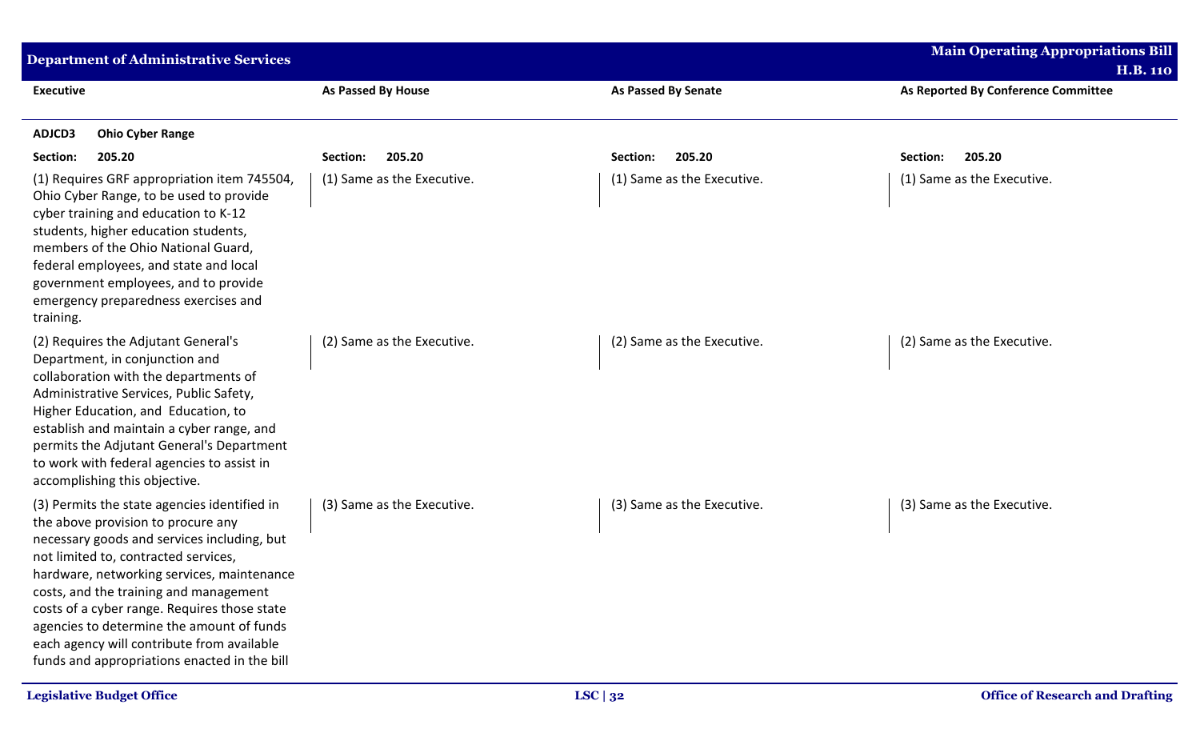| Executive | As Passed By House | As Passed By Senate | As Reported By Conference Committee |
|---|---|---|---|
| **ADJCD3 Ohio Cyber Range** | | | |
| **Section: 205.20** | **Section: 205.20** | **Section: 205.20** | **Section: 205.20** |
| (1) Requires GRF appropriation item 745504, Ohio Cyber Range, to be used to provide cyber training and education to K-12 students, higher education students, members of the Ohio National Guard, federal employees, and state and local government employees, and to provide emergency preparedness exercises and training. | (1) Same as the Executive. | (1) Same as the Executive. | (1) Same as the Executive. |
| (2) Requires the Adjutant General's Department, in conjunction and collaboration with the departments of Administrative Services, Public Safety, Higher Education, and Education, to establish and maintain a cyber range, and permits the Adjutant General's Department to work with federal agencies to assist in accomplishing this objective. | (2) Same as the Executive. | (2) Same as the Executive. | (2) Same as the Executive. |
| (3) Permits the state agencies identified in the above provision to procure any necessary goods and services including, but not limited to, contracted services, hardware, networking services, maintenance costs, and the training and management costs of a cyber range. Requires those state agencies to determine the amount of funds each agency will contribute from available funds and appropriations enacted in the bill | (3) Same as the Executive. | (3) Same as the Executive. | (3) Same as the Executive. |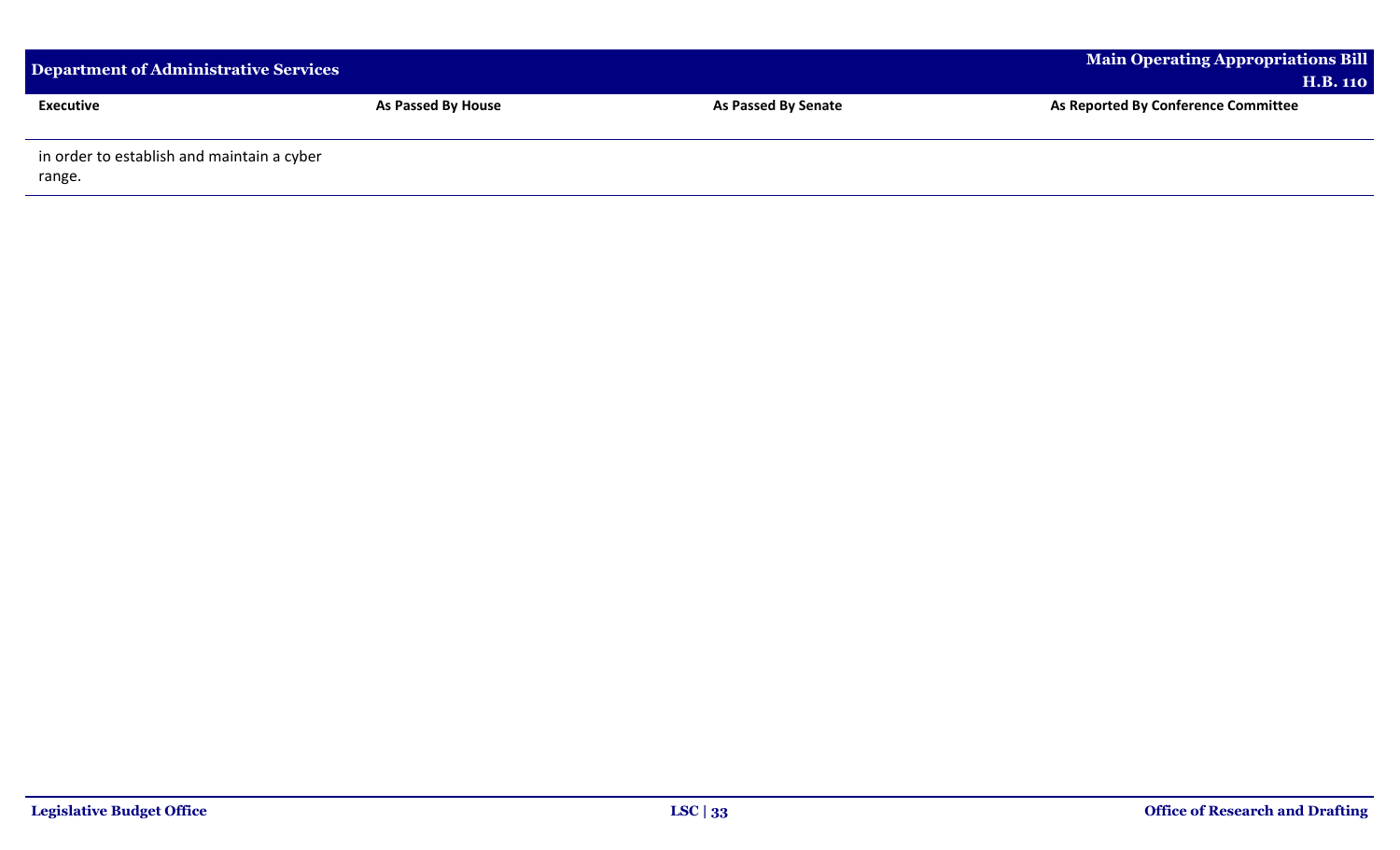| Executive | As Passed By House | As Passed By Senate | As Reported By Conference Committee |
|---|---|---|---|
| in order to establish and maintain a cyber range. | | | |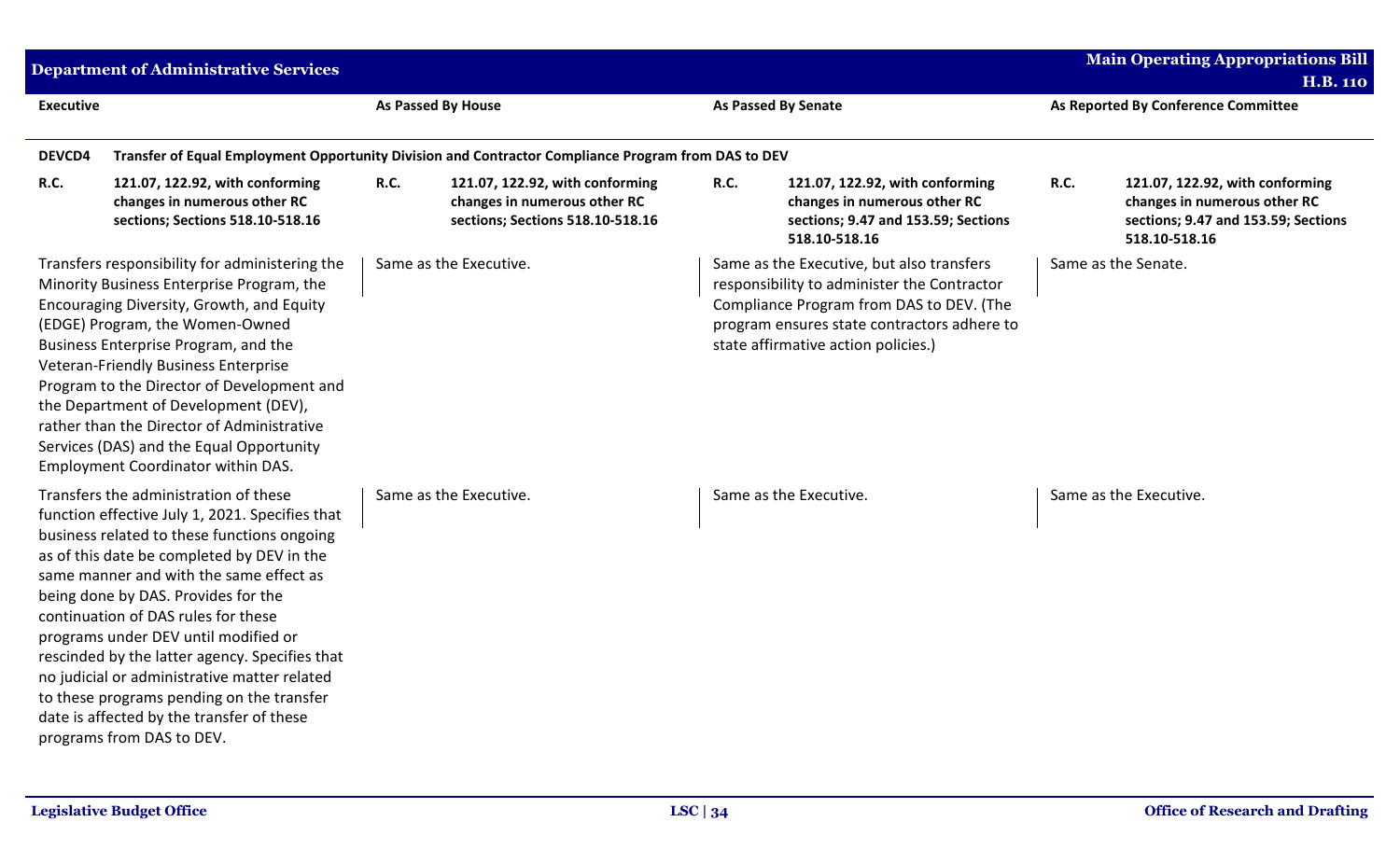| Executive | As Passed By House | As Passed By Senate | As Reported By Conference Committee |
|---|---|---|---|
| **DEVCD4** **Transfer of Equal Employment Opportunity Division and Contractor Compliance Program from DAS to DEV** | | | |
| **R.C. 121.07, 122.92, with conforming changes in numerous other RC sections; Sections 518.10-518.16** | **R.C. 121.07, 122.92, with conforming changes in numerous other RC sections; Sections 518.10-518.16** | **R.C. 121.07, 122.92, with conforming changes in numerous other RC sections; 9.47 and 153.59; Sections 518.10-518.16** | **R.C. 121.07, 122.92, with conforming changes in numerous other RC sections; 9.47 and 153.59; Sections 518.10-518.16** |
| Transfers responsibility for administering the Minority Business Enterprise Program, the Encouraging Diversity, Growth, and Equity (EDGE) Program, the Women-Owned Business Enterprise Program, and the Veteran-Friendly Business Enterprise Program to the Director of Development and the Department of Development (DEV), rather than the Director of Administrative Services (DAS) and the Equal Opportunity Employment Coordinator within DAS. | Same as the Executive. | Same as the Executive, but also transfers responsibility to administer the Contractor Compliance Program from DAS to DEV. (The program ensures state contractors adhere to state affirmative action policies.) | Same as the Senate. |
| Transfers the administration of these function effective July 1, 2021. Specifies that business related to these functions ongoing as of this date be completed by DEV in the same manner and with the same effect as being done by DAS. Provides for the continuation of DAS rules for these programs under DEV until modified or rescinded by the latter agency. Specifies that no judicial or administrative matter related to these programs pending on the transfer date is affected by the transfer of these programs from DAS to DEV. | Same as the Executive. | Same as the Executive. | Same as the Executive. |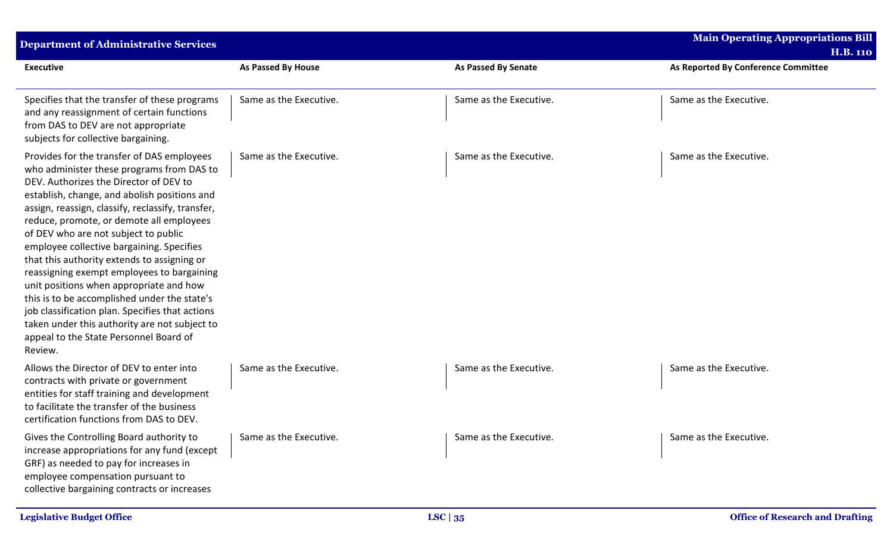| Executive | As Passed By House | As Passed By Senate | As Reported By Conference Committee |
|---|---|---|---|
| Specifies that the transfer of these programs and any reassignment of certain functions from DAS to DEV are not appropriate subjects for collective bargaining. | Same as the Executive. | Same as the Executive. | Same as the Executive. |
| Provides for the transfer of DAS employees who administer these programs from DAS to DEV. Authorizes the Director of DEV to establish, change, and abolish positions and assign, reassign, classify, reclassify, transfer, reduce, promote, or demote all employees of DEV who are not subject to public employee collective bargaining. Specifies that this authority extends to assigning or reassigning exempt employees to bargaining unit positions when appropriate and how this is to be accomplished under the state's job classification plan. Specifies that actions taken under this authority are not subject to appeal to the State Personnel Board of Review. | Same as the Executive. | Same as the Executive. | Same as the Executive. |
| Allows the Director of DEV to enter into contracts with private or government entities for staff training and development to facilitate the transfer of the business certification functions from DAS to DEV. | Same as the Executive. | Same as the Executive. | Same as the Executive. |
| Gives the Controlling Board authority to increase appropriations for any fund (except GRF) as needed to pay for increases in employee compensation pursuant to collective bargaining contracts or increases | Same as the Executive. | Same as the Executive. | Same as the Executive. |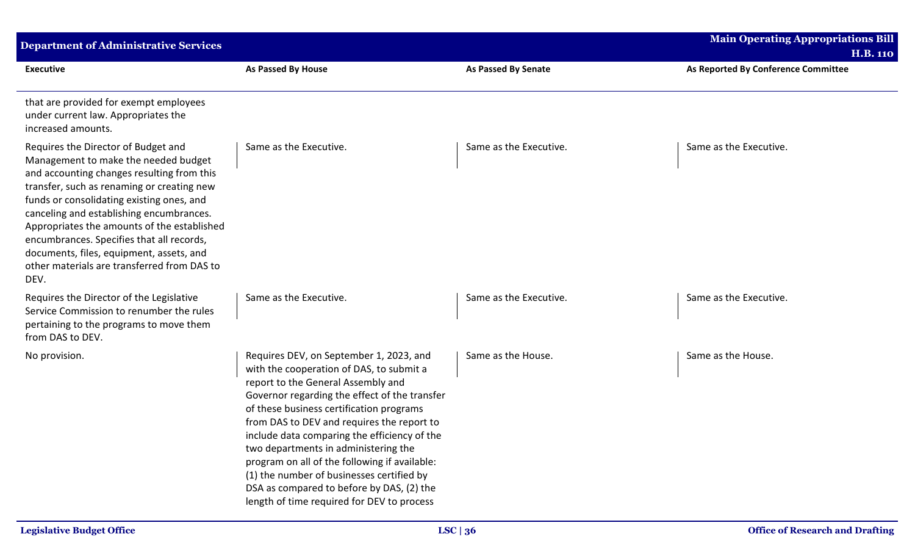| Executive | As Passed By House | As Passed By Senate | As Reported By Conference Committee |
|---|---|---|---|
| that are provided for exempt employees under current law. Appropriates the increased amounts. | | | |
| Requires the Director of Budget and Management to make the needed budget and accounting changes resulting from this transfer, such as renaming or creating new funds or consolidating existing ones, and canceling and establishing encumbrances. Appropriates the amounts of the established encumbrances. Specifies that all records, documents, files, equipment, assets, and other materials are transferred from DAS to DEV. | Same as the Executive. | Same as the Executive. | Same as the Executive. |
| Requires the Director of the Legislative Service Commission to renumber the rules pertaining to the programs to move them from DAS to DEV. | Same as the Executive. | Same as the Executive. | Same as the Executive. |
| No provision. | Requires DEV, on September 1, 2023, and with the cooperation of DAS, to submit a report to the General Assembly and Governor regarding the effect of the transfer of these business certification programs from DAS to DEV and requires the report to include data comparing the efficiency of the two departments in administering the program on all of the following if available: (1) the number of businesses certified by DSA as compared to before by DAS, (2) the length of time required for DEV to process | Same as the House. | Same as the House. |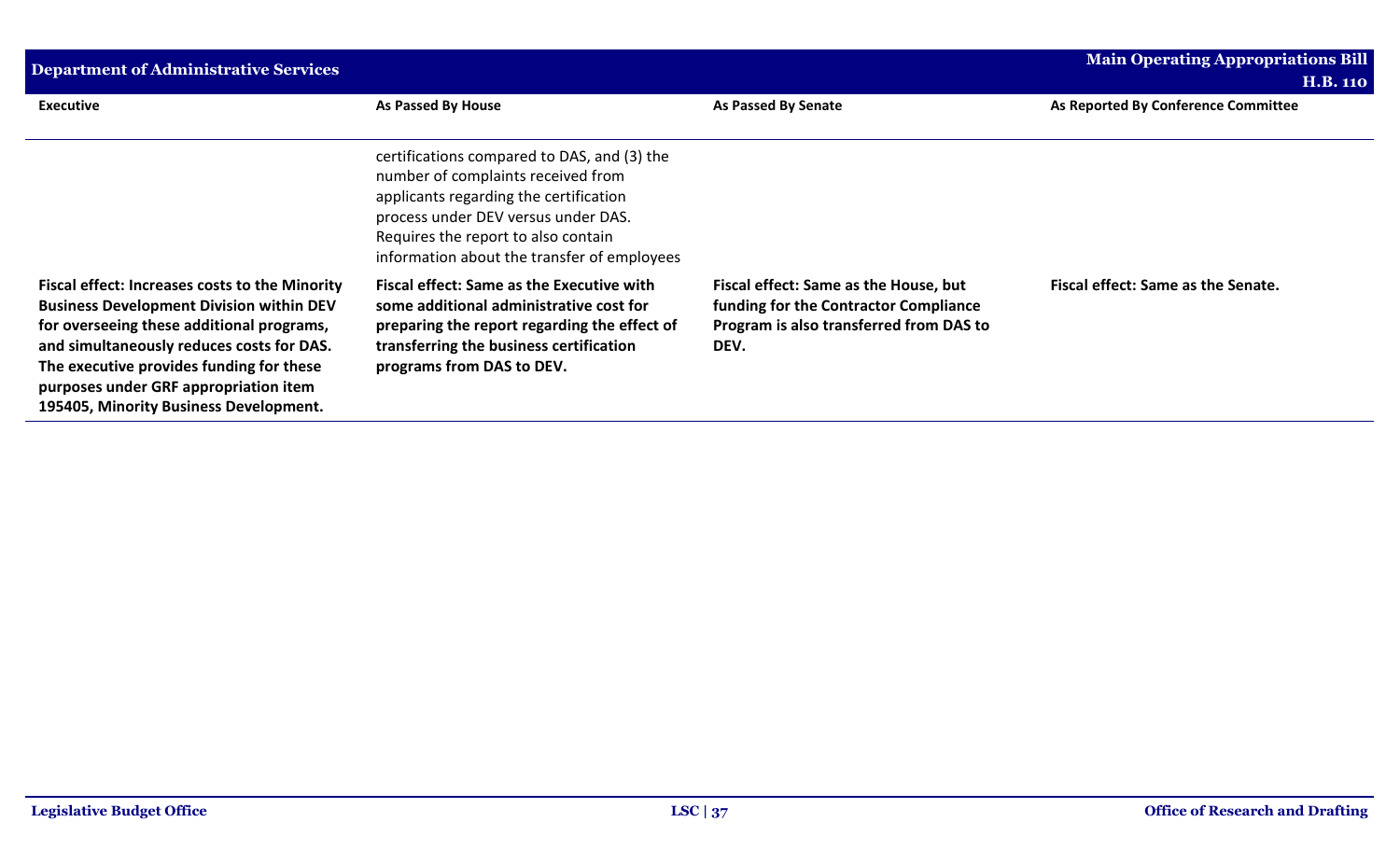| Executive | As Passed By House | As Passed By Senate | As Reported By Conference Committee |
|---|---|---|---|
| | certifications compared to DAS, and (3) the number of complaints received from applicants regarding the certification process under DEV versus under DAS. Requires the report to also contain information about the transfer of employees | | |
| **Fiscal effect: Increases costs to the Minority Business Development Division within DEV for overseeing these additional programs, and simultaneously reduces costs for DAS. The executive provides funding for these purposes under GRF appropriation item 195405, Minority Business Development.** | **Fiscal effect: Same as the Executive with some additional administrative cost for preparing the report regarding the effect of transferring the business certification programs from DAS to DEV.** | **Fiscal effect: Same as the House, but funding for the Contractor Compliance Program is also transferred from DAS to DEV.** | **Fiscal effect: Same as the Senate.** |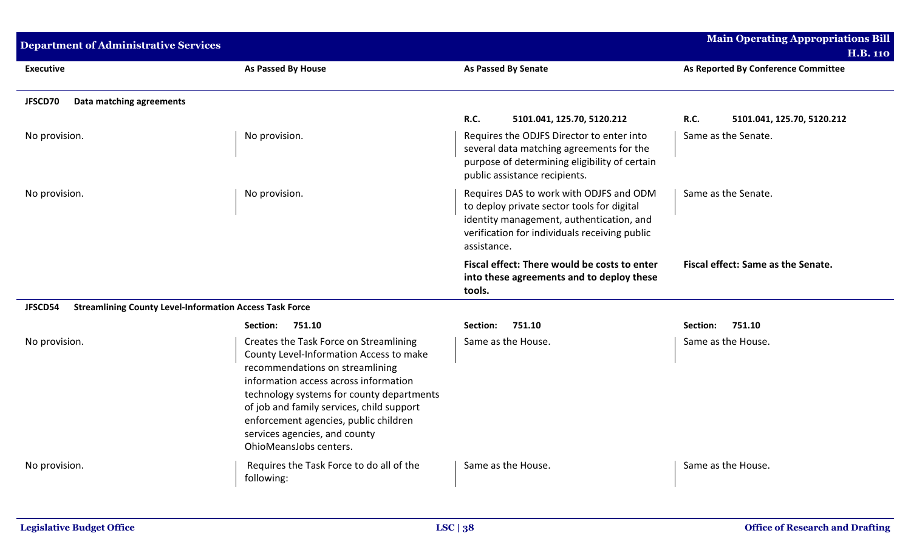| Executive | As Passed By House | As Passed By Senate | As Reported By Conference Committee |
|---|---|---|---|
| **JFSCD70 Data matching agreements** | | | |
| | | **R.C.** 5101.041, 125.70, 5120.212 | **R.C.** 5101.041, 125.70, 5120.212 |
| No provision. | No provision. | Requires the ODJFS Director to enter into several data matching agreements for the purpose of determining eligibility of certain public assistance recipients. | Same as the Senate. |
| No provision. | No provision. | Requires DAS to work with ODJFS and ODM to deploy private sector tools for digital identity management, authentication, and verification for individuals receiving public assistance. | Same as the Senate. |
| | | **Fiscal effect: There would be costs to enter into these agreements and to deploy these tools.** | **Fiscal effect: Same as the Senate.** |
| **JFSCD54 Streamlining County Level-Information Access Task Force** | | | |
| | **Section:** 751.10 | **Section:** 751.10 | **Section:** 751.10 |
| No provision. | Creates the Task Force on Streamlining County Level-Information Access to make recommendations on streamlining information access across information technology systems for county departments of job and family services, child support enforcement agencies, public children services agencies, and county OhioMeansJobs centers. | Same as the House. | Same as the House. |
| No provision. | Requires the Task Force to do all of the following: | Same as the House. | Same as the House. |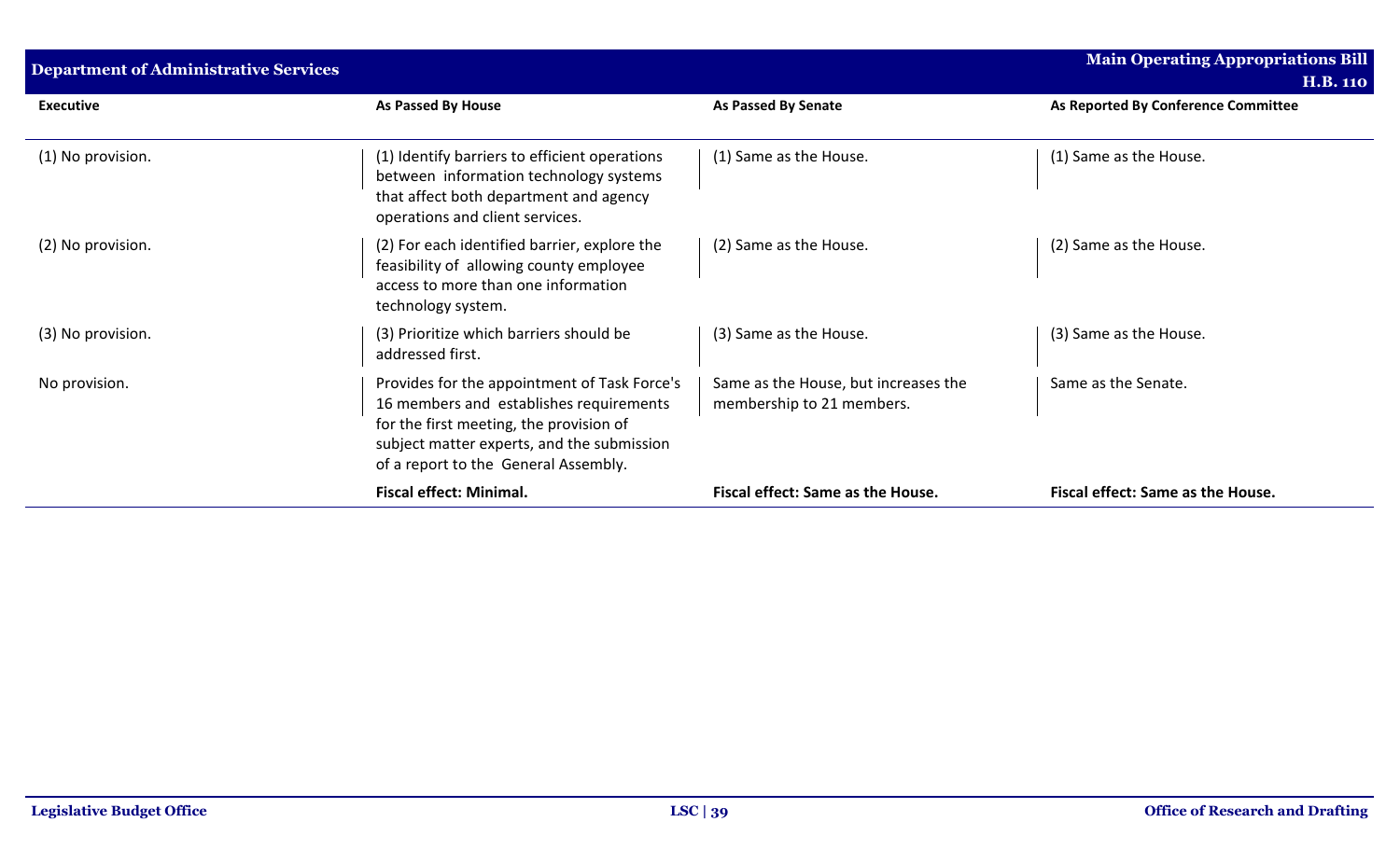| Executive | As Passed By House | As Passed By Senate | As Reported By Conference Committee |
|---|---|---|---|
| (1) No provision. | (1) Identify barriers to efficient operations between information technology systems that affect both department and agency operations and client services. | (1) Same as the House. | (1) Same as the House. |
| (2) No provision. | (2) For each identified barrier, explore the feasibility of allowing county employee access to more than one information technology system. | (2) Same as the House. | (2) Same as the House. |
| (3) No provision. | (3) Prioritize which barriers should be addressed first. | (3) Same as the House. | (3) Same as the House. |
| No provision. | Provides for the appointment of Task Force's 16 members and establishes requirements for the first meeting, the provision of subject matter experts, and the submission of a report to the General Assembly. | Same as the House, but increases the membership to 21 members. | Same as the Senate. |
| | **Fiscal effect: Minimal.** | **Fiscal effect: Same as the House.** | **Fiscal effect: Same as the House.** |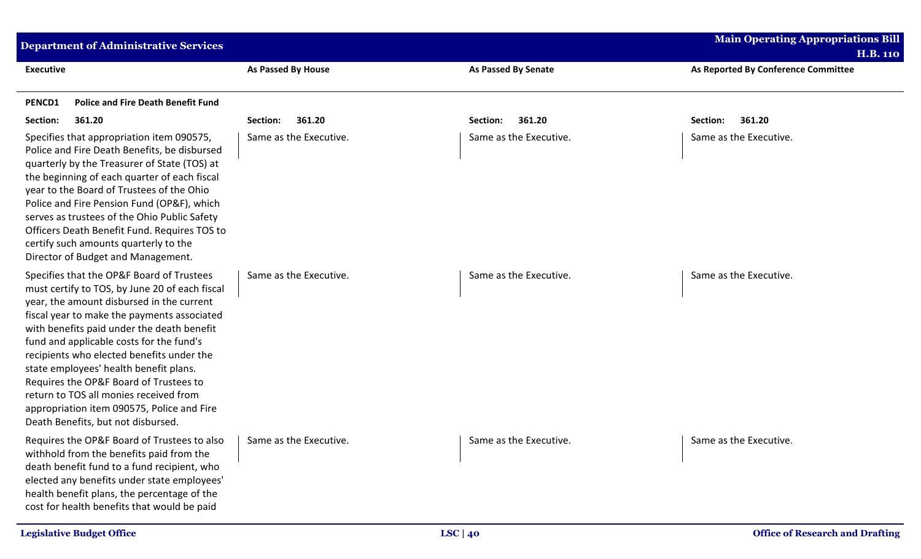| Executive | As Passed By House | As Passed By Senate | As Reported By Conference Committee |
|---|---|---|---|
| **PENCD1 Police and Fire Death Benefit Fund** | | | |
| **Section: 361.20** | **Section: 361.20** | **Section: 361.20** | **Section: 361.20** |
| Specifies that appropriation item 090575, Police and Fire Death Benefits, be disbursed quarterly by the Treasurer of State (TOS) at the beginning of each quarter of each fiscal year to the Board of Trustees of the Ohio Police and Fire Pension Fund (OP&F), which serves as trustees of the Ohio Public Safety Officers Death Benefit Fund. Requires TOS to certify such amounts quarterly to the Director of Budget and Management. | Same as the Executive. | Same as the Executive. | Same as the Executive. |
| Specifies that the OP&F Board of Trustees must certify to TOS, by June 20 of each fiscal year, the amount disbursed in the current fiscal year to make the payments associated with benefits paid under the death benefit fund and applicable costs for the fund's recipients who elected benefits under the state employees' health benefit plans. Requires the OP&F Board of Trustees to return to TOS all monies received from appropriation item 090575, Police and Fire Death Benefits, but not disbursed. | Same as the Executive. | Same as the Executive. | Same as the Executive. |
| Requires the OP&F Board of Trustees to also withhold from the benefits paid from the death benefit fund to a fund recipient, who elected any benefits under state employees' health benefit plans, the percentage of the cost for health benefits that would be paid | Same as the Executive. | Same as the Executive. | Same as the Executive. |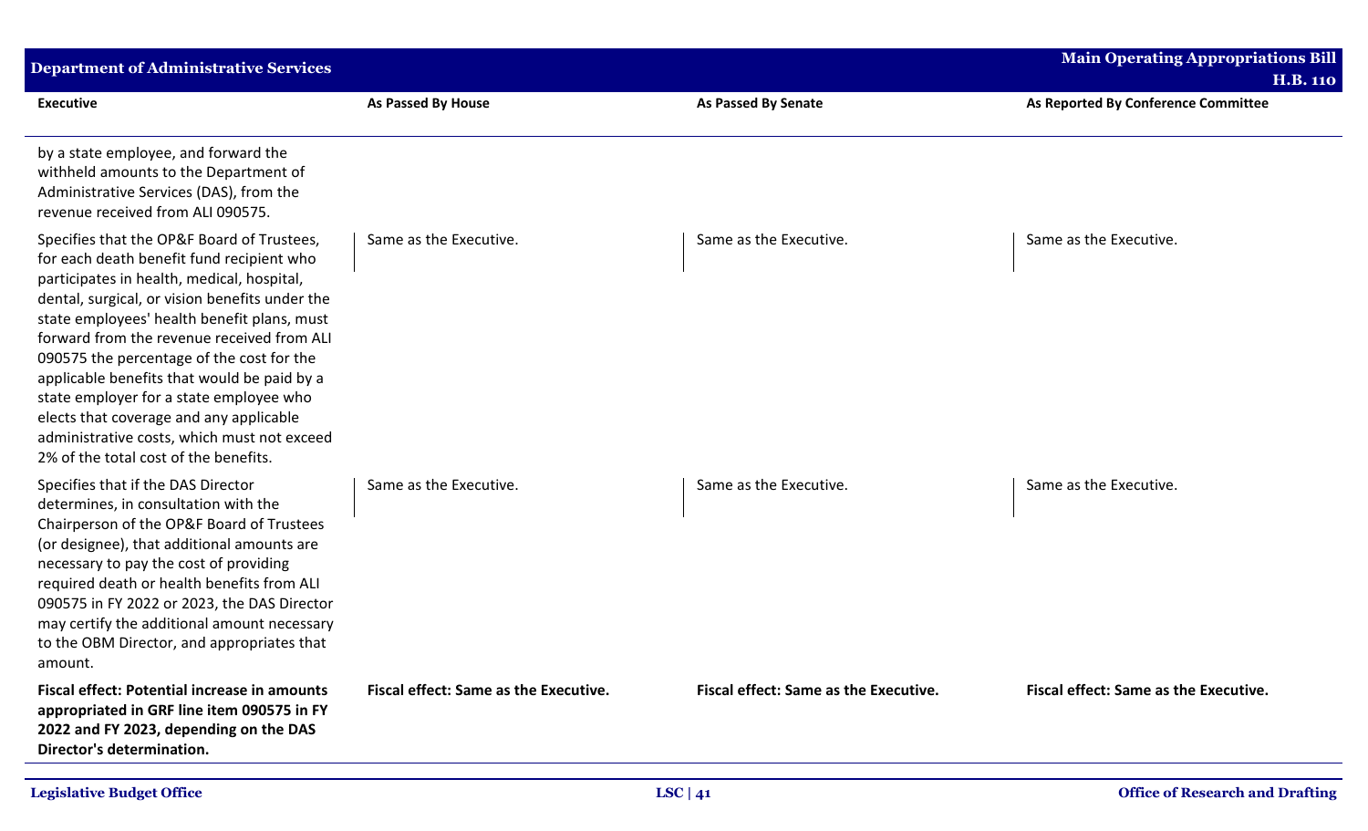| Executive | As Passed By House | As Passed By Senate | As Reported By Conference Committee |
|---|---|---|---|
| by a state employee, and forward the withheld amounts to the Department of Administrative Services (DAS), from the revenue received from ALI 090575. | | | |
| Specifies that the OP&F Board of Trustees, for each death benefit fund recipient who participates in health, medical, hospital, dental, surgical, or vision benefits under the state employees' health benefit plans, must forward from the revenue received from ALI 090575 the percentage of the cost for the applicable benefits that would be paid by a state employer for a state employee who elects that coverage and any applicable administrative costs, which must not exceed 2% of the total cost of the benefits. | Same as the Executive. | Same as the Executive. | Same as the Executive. |
| Specifies that if the DAS Director determines, in consultation with the Chairperson of the OP&F Board of Trustees (or designee), that additional amounts are necessary to pay the cost of providing required death or health benefits from ALI 090575 in FY 2022 or 2023, the DAS Director may certify the additional amount necessary to the OBM Director, and appropriates that amount. | Same as the Executive. | Same as the Executive. | Same as the Executive. |
| **Fiscal effect: Potential increase in amounts appropriated in GRF line item 090575 in FY 2022 and FY 2023, depending on the DAS Director's determination.** | **Fiscal effect: Same as the Executive.** | **Fiscal effect: Same as the Executive.** | **Fiscal effect: Same as the Executive.** |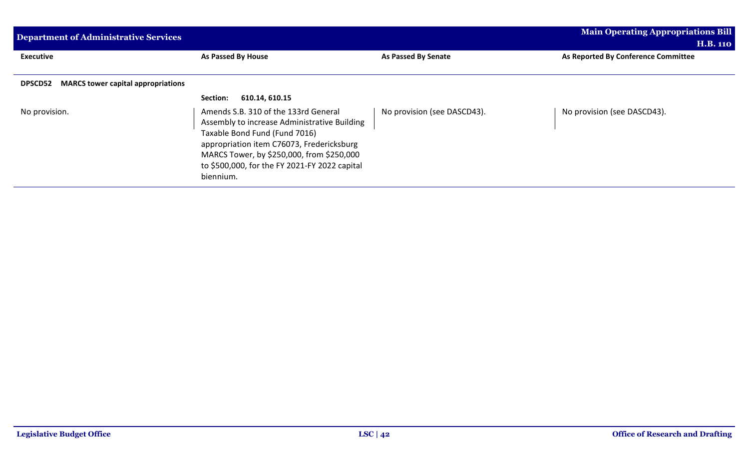| Executive | As Passed By House | As Passed By Senate | As Reported By Conference Committee |
|---|---|---|---|
| **DPSCD52 MARCS tower capital appropriations** | | | |
| | **Section: 610.14, 610.15** | | |
| No provision. | Amends S.B. 310 of the 133rd General Assembly to increase Administrative Building Taxable Bond Fund (Fund 7016) appropriation item C76073, Fredericksburg MARCS Tower, by $250,000, from $250,000 to $500,000, for the FY 2021-FY 2022 capital biennium. | No provision (see DASCD43). | No provision (see DASCD43). |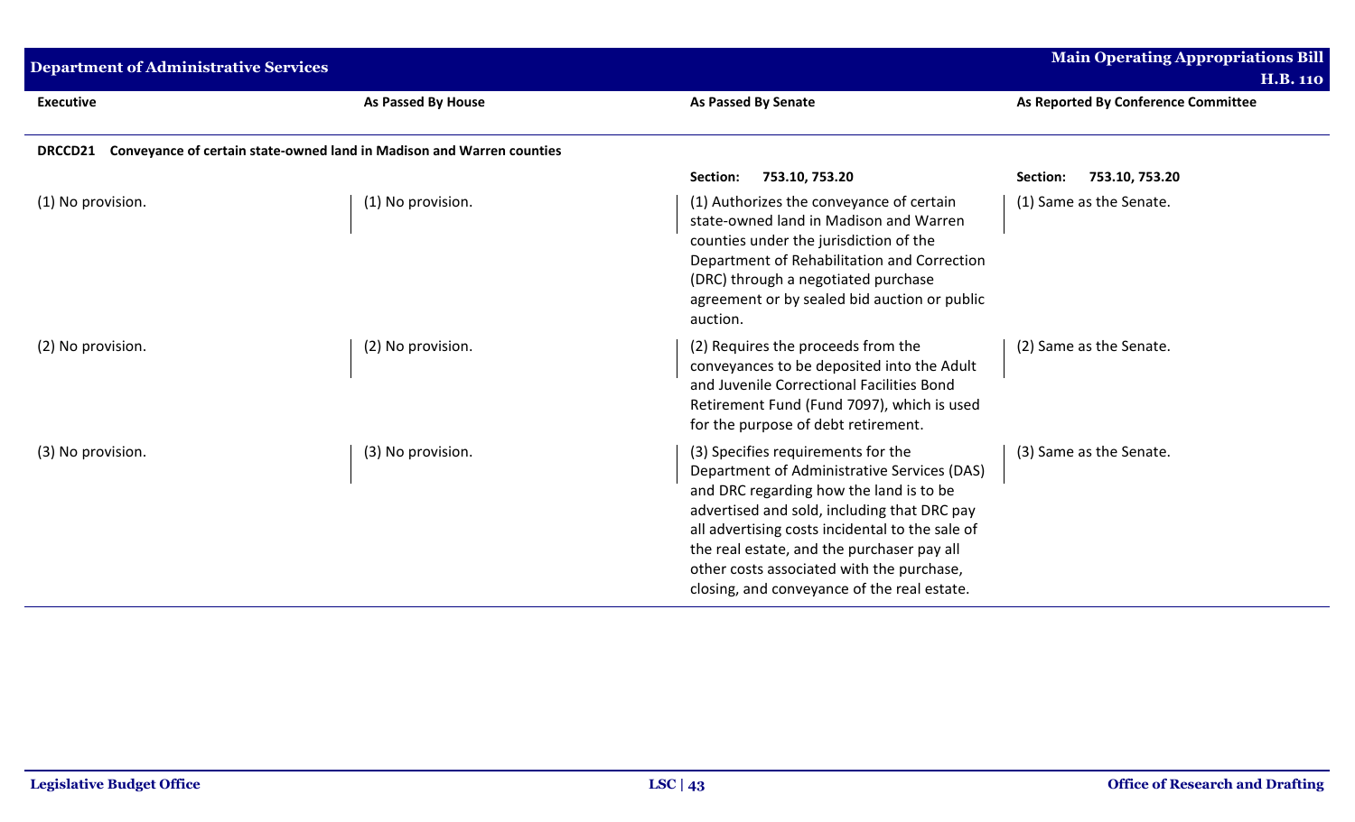| Executive | As Passed By House | As Passed By Senate | As Reported By Conference Committee |
|---|---|---|---|
| **DRCCD21 Conveyance of certain state-owned land in Madison and Warren counties** | | | |
| | | **Section: 753.10, 753.20** | **Section: 753.10, 753.20** |
| (1) No provision. | (1) No provision. | (1) Authorizes the conveyance of certain state-owned land in Madison and Warren counties under the jurisdiction of the Department of Rehabilitation and Correction (DRC) through a negotiated purchase agreement or by sealed bid auction or public auction. | (1) Same as the Senate. |
| (2) No provision. | (2) No provision. | (2) Requires the proceeds from the conveyances to be deposited into the Adult and Juvenile Correctional Facilities Bond Retirement Fund (Fund 7097), which is used for the purpose of debt retirement. | (2) Same as the Senate. |
| (3) No provision. | (3) No provision. | (3) Specifies requirements for the Department of Administrative Services (DAS) and DRC regarding how the land is to be advertised and sold, including that DRC pay all advertising costs incidental to the sale of the real estate, and the purchaser pay all other costs associated with the purchase, closing, and conveyance of the real estate. | (3) Same as the Senate. |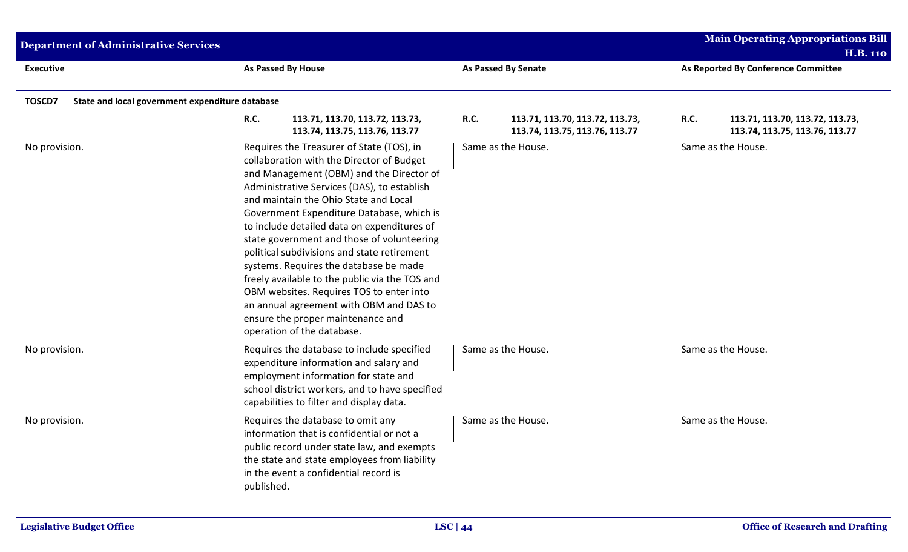| Executive | As Passed By House | As Passed By Senate | As Reported By Conference Committee |
|---|---|---|---|
| **TOSCD7 State and local government expenditure database** | | | |
| | **R.C. 113.71, 113.70, 113.72, 113.73, 113.74, 113.75, 113.76, 113.77** | **R.C. 113.71, 113.70, 113.72, 113.73, 113.74, 113.75, 113.76, 113.77** | **R.C. 113.71, 113.70, 113.72, 113.73, 113.74, 113.75, 113.76, 113.77** |
| No provision. | Requires the Treasurer of State (TOS), in collaboration with the Director of Budget and Management (OBM) and the Director of Administrative Services (DAS), to establish and maintain the Ohio State and Local Government Expenditure Database, which is to include detailed data on expenditures of state government and those of volunteering political subdivisions and state retirement systems. Requires the database be made freely available to the public via the TOS and OBM websites. Requires TOS to enter into an annual agreement with OBM and DAS to ensure the proper maintenance and operation of the database. | Same as the House. | Same as the House. |
| No provision. | Requires the database to include specified expenditure information and salary and employment information for state and school district workers, and to have specified capabilities to filter and display data. | Same as the House. | Same as the House. |
| No provision. | Requires the database to omit any information that is confidential or not a public record under state law, and exempts the state and state employees from liability in the event a confidential record is published. | Same as the House. | Same as the House. |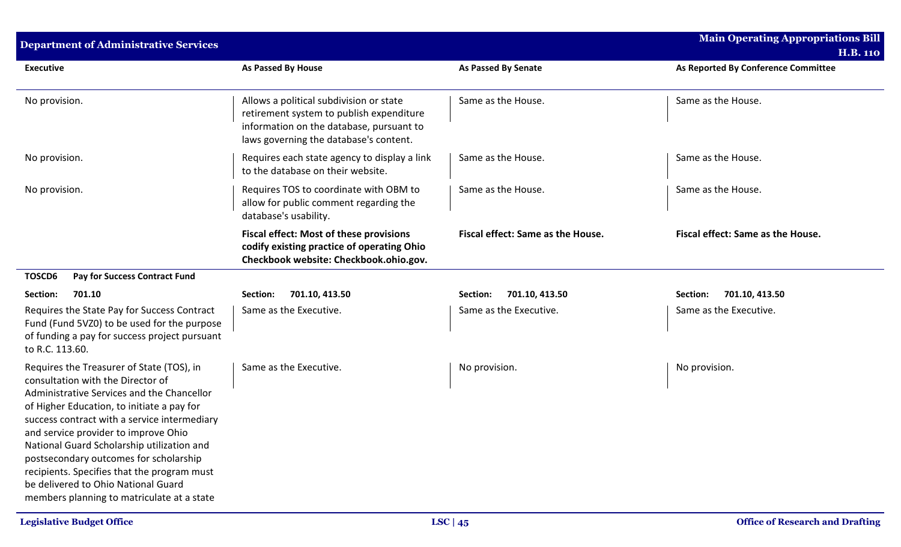| Executive | As Passed By House | As Passed By Senate | As Reported By Conference Committee |
|---|---|---|---|
| No provision. | Allows a political subdivision or state retirement system to publish expenditure information on the database, pursuant to laws governing the database's content. | Same as the House. | Same as the House. |
| No provision. | Requires each state agency to display a link to the database on their website. | Same as the House. | Same as the House. |
| No provision. | Requires TOS to coordinate with OBM to allow for public comment regarding the database's usability. | Same as the House. | Same as the House. |
| | **Fiscal effect: Most of these provisions codify existing practice of operating Ohio Checkbook website: Checkbook.ohio.gov.** | **Fiscal effect: Same as the House.** | **Fiscal effect: Same as the House.** |
| **TOSCD6 Pay for Success Contract Fund** | | | |
| **Section: 701.10** | **Section: 701.10, 413.50** | **Section: 701.10, 413.50** | **Section: 701.10, 413.50** |
| Requires the State Pay for Success Contract Fund (Fund 5VZ0) to be used for the purpose of funding a pay for success project pursuant to R.C. 113.60. | Same as the Executive. | Same as the Executive. | Same as the Executive. |
| Requires the Treasurer of State (TOS), in consultation with the Director of Administrative Services and the Chancellor of Higher Education, to initiate a pay for success contract with a service intermediary and service provider to improve Ohio National Guard Scholarship utilization and postsecondary outcomes for scholarship recipients. Specifies that the program must be delivered to Ohio National Guard members planning to matriculate at a state | Same as the Executive. | No provision. | No provision. |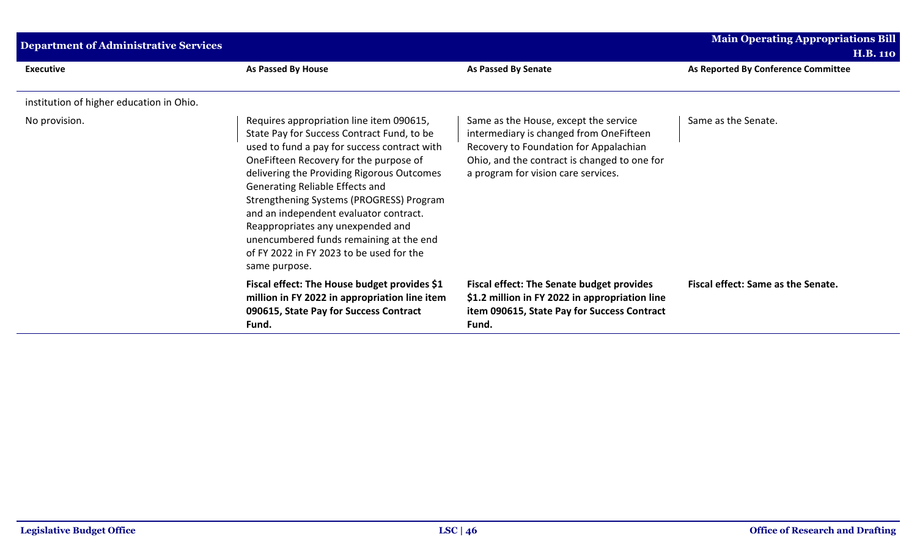| Executive | As Passed By House | As Passed By Senate | As Reported By Conference Committee |
|---|---|---|---|
| institution of higher education in Ohio. | | | |
| No provision. | Requires appropriation line item 090615, State Pay for Success Contract Fund, to be used to fund a pay for success contract with OneFifteen Recovery for the purpose of delivering the Providing Rigorous Outcomes Generating Reliable Effects and Strengthening Systems (PROGRESS) Program and an independent evaluator contract. Reappropriates any unexpended and unencumbered funds remaining at the end of FY 2022 in FY 2023 to be used for the same purpose. | Same as the House, except the service intermediary is changed from OneFifteen Recovery to Foundation for Appalachian Ohio, and the contract is changed to one for a program for vision care services. | Same as the Senate. |
| | **Fiscal effect: The House budget provides $1 million in FY 2022 in appropriation line item 090615, State Pay for Success Contract Fund.** | **Fiscal effect: The Senate budget provides $1.2 million in FY 2022 in appropriation line item 090615, State Pay for Success Contract Fund.** | **Fiscal effect: Same as the Senate.** |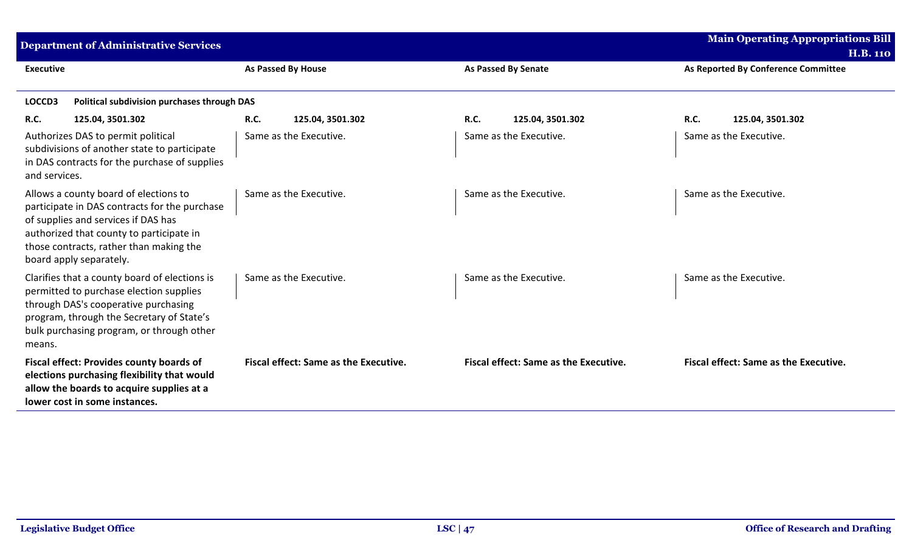| Executive | As Passed By House | As Passed By Senate | As Reported By Conference Committee |
|---|---|---|---|
| **LOCCD3 Political subdivision purchases through DAS** | | | |
| **R.C. 125.04, 3501.302** | **R.C. 125.04, 3501.302** | **R.C. 125.04, 3501.302** | **R.C. 125.04, 3501.302** |
| Authorizes DAS to permit political subdivisions of another state to participate in DAS contracts for the purchase of supplies and services. | Same as the Executive. | Same as the Executive. | Same as the Executive. |
| Allows a county board of elections to participate in DAS contracts for the purchase of supplies and services if DAS has authorized that county to participate in those contracts, rather than making the board apply separately. | Same as the Executive. | Same as the Executive. | Same as the Executive. |
| Clarifies that a county board of elections is permitted to purchase election supplies through DAS's cooperative purchasing program, through the Secretary of State's bulk purchasing program, or through other means. | Same as the Executive. | Same as the Executive. | Same as the Executive. |
| **Fiscal effect: Provides county boards of elections purchasing flexibility that would allow the boards to acquire supplies at a lower cost in some instances.** | **Fiscal effect: Same as the Executive.** | **Fiscal effect: Same as the Executive.** | **Fiscal effect: Same as the Executive.** |